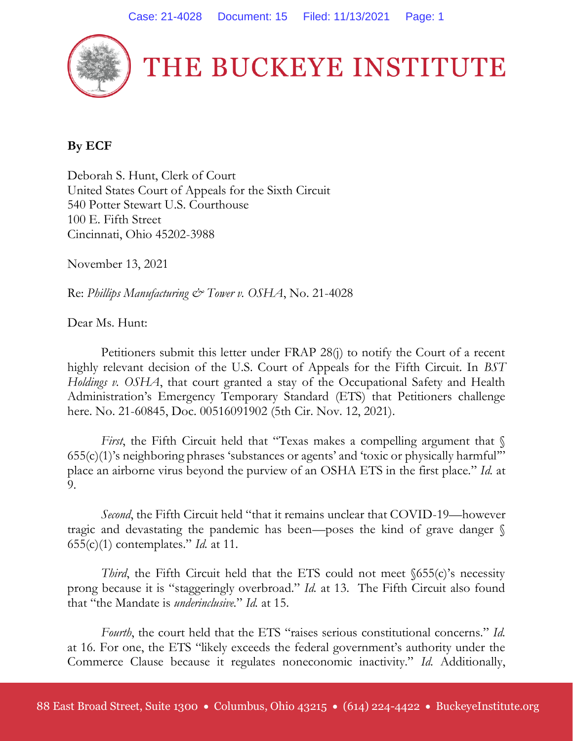# THE BUCKEYE INSTITUTE

**By ECF**

Deborah S. Hunt, Clerk of Court
United States Court of Appeals for the Sixth Circuit
540 Potter Stewart U.S. Courthouse
100 E. Fifth Street
Cincinnati, Ohio 45202-3988

November 13, 2021

Re: *Phillips Manufacturing & Tower v. OSHA*, No. 21-4028

Dear Ms. Hunt:

Petitioners submit this letter under FRAP 28(j) to notify the Court of a recent highly relevant decision of the U.S. Court of Appeals for the Fifth Circuit. In *BST Holdings v. OSHA*, that court granted a stay of the Occupational Safety and Health Administration's Emergency Temporary Standard (ETS) that Petitioners challenge here. No. 21-60845, Doc. 00516091902 (5th Cir. Nov. 12, 2021).

*First*, the Fifth Circuit held that "Texas makes a compelling argument that § 655(c)(1)'s neighboring phrases 'substances or agents' and 'toxic or physically harmful'" place an airborne virus beyond the purview of an OSHA ETS in the first place." *Id.* at 9.

*Second*, the Fifth Circuit held "that it remains unclear that COVID-19—however tragic and devastating the pandemic has been—poses the kind of grave danger § 655(c)(1) contemplates." *Id.* at 11.

*Third*, the Fifth Circuit held that the ETS could not meet §655(c)'s necessity prong because it is "staggeringly overbroad." *Id.* at 13. The Fifth Circuit also found that "the Mandate is *underinclusive*." *Id.* at 15.

*Fourth*, the court held that the ETS "raises serious constitutional concerns." *Id.* at 16. For one, the ETS "likely exceeds the federal government's authority under the Commerce Clause because it regulates noneconomic inactivity." *Id.* Additionally,

88 East Broad Street, Suite 1300 • Columbus, Ohio 43215 • (614) 224-4422 • BuckeyeInstitute.org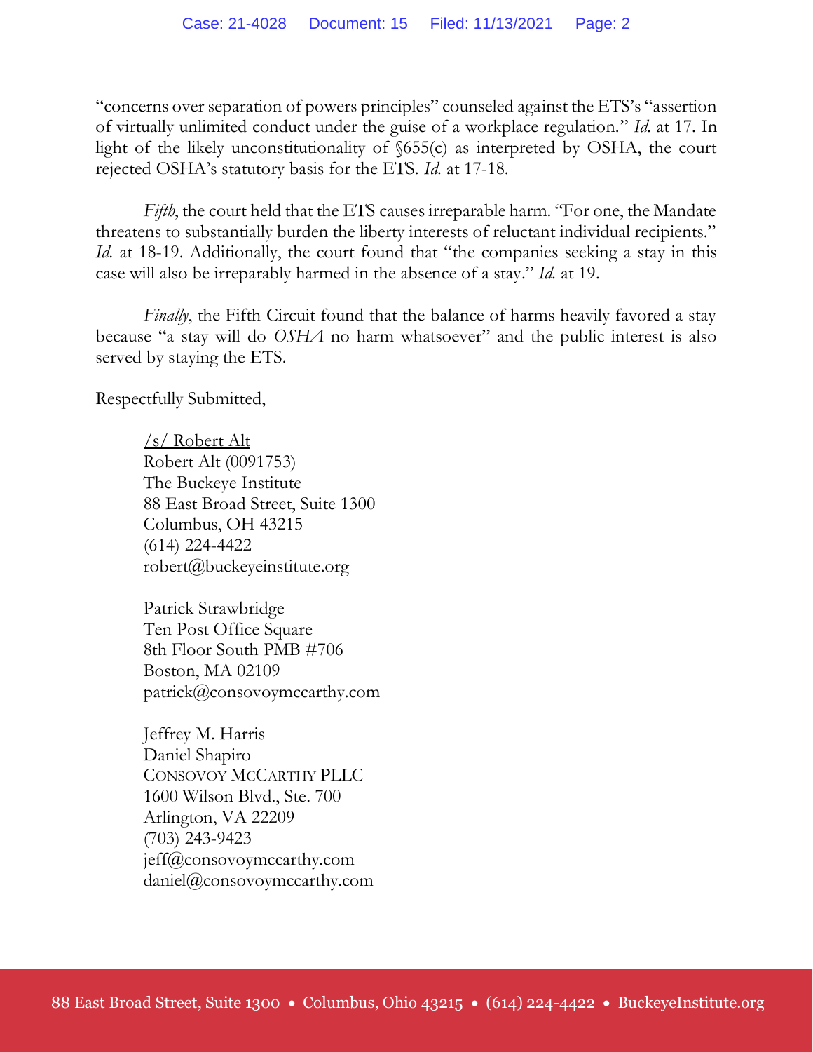"concerns over separation of powers principles" counseled against the ETS's "assertion of virtually unlimited conduct under the guise of a workplace regulation." *Id.* at 17. In light of the likely unconstitutionality of §655(c) as interpreted by OSHA, the court rejected OSHA's statutory basis for the ETS. *Id.* at 17-18.

*Fifth*, the court held that the ETS causes irreparable harm. "For one, the Mandate threatens to substantially burden the liberty interests of reluctant individual recipients." *Id.* at 18-19. Additionally, the court found that "the companies seeking a stay in this case will also be irreparably harmed in the absence of a stay." *Id.* at 19.

*Finally*, the Fifth Circuit found that the balance of harms heavily favored a stay because "a stay will do *OSHA* no harm whatsoever" and the public interest is also served by staying the ETS.

Respectfully Submitted,

/s/ Robert Alt
Robert Alt (0091753)
The Buckeye Institute
88 East Broad Street, Suite 1300
Columbus, OH 43215
(614) 224-4422
robert@buckeyeinstitute.org

Patrick Strawbridge
Ten Post Office Square
8th Floor South PMB #706
Boston, MA 02109
patrick@consovoymccarthy.com

Jeffrey M. Harris
Daniel Shapiro
CONSOVOY MCCARTHY PLLC
1600 Wilson Blvd., Ste. 700
Arlington, VA 22209
(703) 243-9423
jeff@consovoymccarthy.com
daniel@consovoymccarthy.com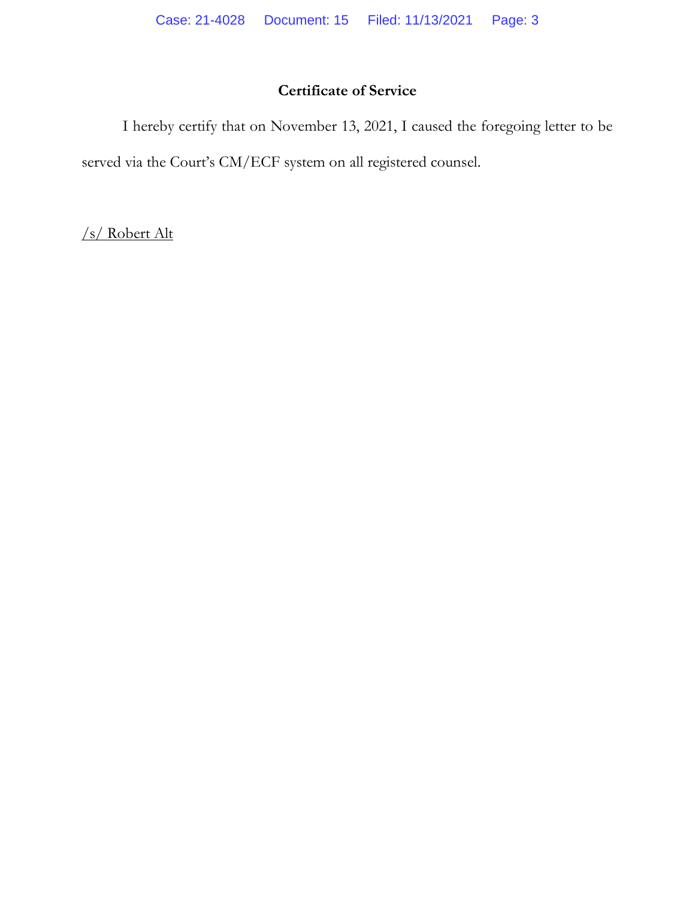### Certificate of Service

I hereby certify that on November 13, 2021, I caused the foregoing letter to be served via the Court's CM/ECF system on all registered counsel.

/s/ Robert Alt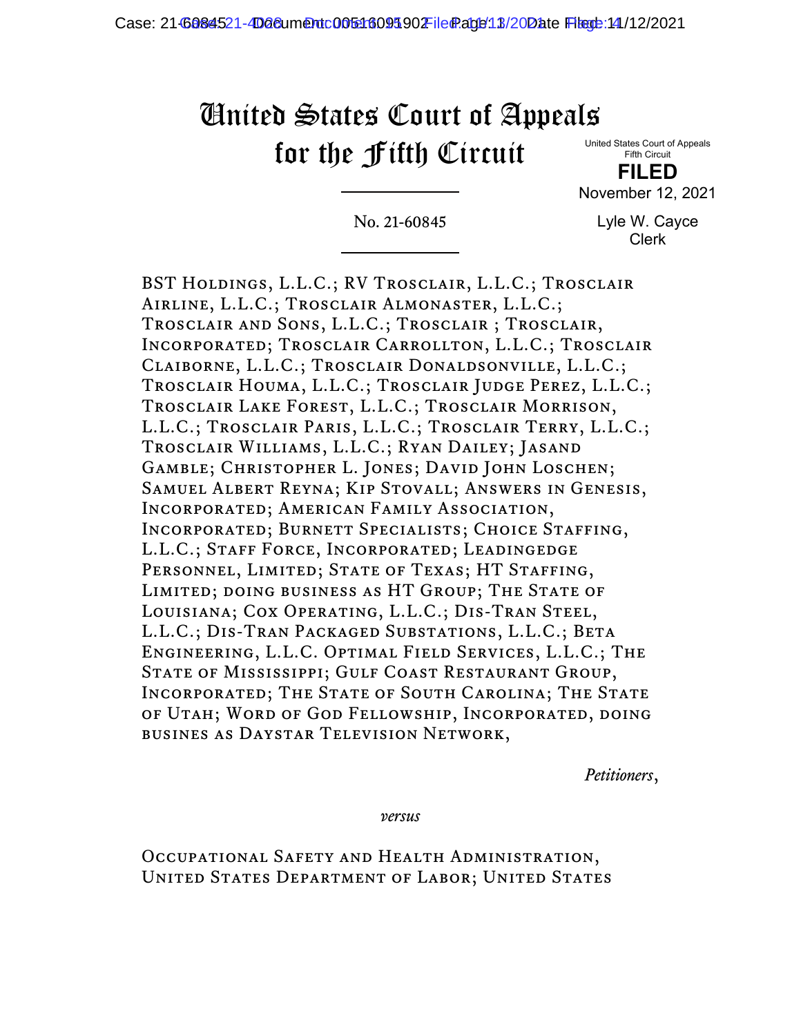# United States Court of Appeals for the Fifth Circuit

United States Court of Appeals
Fifth Circuit

**FILED**

November 12, 2021

Lyle W. Cayce
Clerk

No. 21-60845

BST Holdings, L.L.C.; RV Trosclair, L.L.C.; Trosclair Airline, L.L.C.; Trosclair Almonaster, L.L.C.; Trosclair and Sons, L.L.C.; Trosclair ; Trosclair, Incorporated; Trosclair Carrollton, L.L.C.; Trosclair Claiborne, L.L.C.; Trosclair Donaldsonville, L.L.C.; Trosclair Houma, L.L.C.; Trosclair Judge Perez, L.L.C.; Trosclair Lake Forest, L.L.C.; Trosclair Morrison, L.L.C.; Trosclair Paris, L.L.C.; Trosclair Terry, L.L.C.; Trosclair Williams, L.L.C.; Ryan Dailey; Jasand Gamble; Christopher L. Jones; David John Loschen; Samuel Albert Reyna; Kip Stovall; Answers in Genesis, Incorporated; American Family Association, Incorporated; Burnett Specialists; Choice Staffing, L.L.C.; Staff Force, Incorporated; LeadingEdge Personnel, Limited; State of Texas; HT Staffing, Limited; doing business as HT Group; The State of Louisiana; Cox Operating, L.L.C.; Dis-Tran Steel, L.L.C.; Dis-Tran Packaged Substations, L.L.C.; Beta Engineering, L.L.C. Optimal Field Services, L.L.C.; The State of Mississippi; Gulf Coast Restaurant Group, Incorporated; The State of South Carolina; The State of Utah; Word of God Fellowship, Incorporated, doing busines as Daystar Television Network,

*Petitioners*,

*versus*

Occupational Safety and Health Administration, United States Department of Labor; United States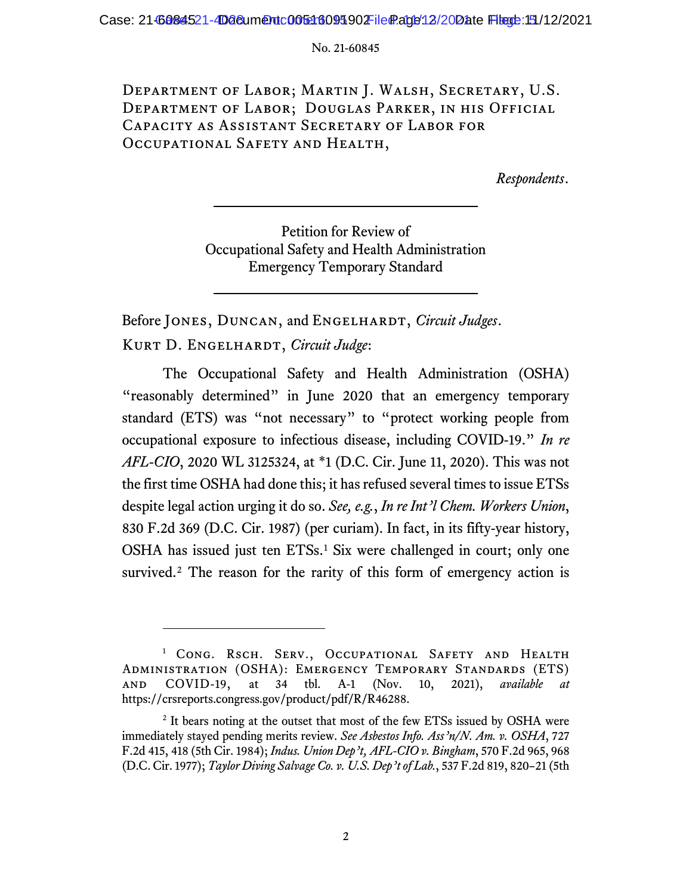No. 21-60845

Department of Labor; Martin J. Walsh, Secretary, U.S. Department of Labor; Douglas Parker, in his Official Capacity as Assistant Secretary of Labor for Occupational Safety and Health,

*Respondents*.

---

Petition for Review of
Occupational Safety and Health Administration
Emergency Temporary Standard

---

Before Jones, Duncan, and Engelhardt, *Circuit Judges*.

Kurt D. Engelhardt, *Circuit Judge*:

The Occupational Safety and Health Administration (OSHA) "reasonably determined" in June 2020 that an emergency temporary standard (ETS) was "not necessary" to "protect working people from occupational exposure to infectious disease, including COVID-19." *In re AFL-CIO*, 2020 WL 3125324, at *1 (D.C. Cir. June 11, 2020). This was not the first time OSHA had done this; it has refused several times to issue ETSs despite legal action urging it do so. *See, e.g.*, *In re Int'l Chem. Workers Union*, 830 F.2d 369 (D.C. Cir. 1987) (per curiam). In fact, in its fifty-year history, OSHA has issued just ten ETSs.[1] Six were challenged in court; only one survived.[2] The reason for the rarity of this form of emergency action is

---

[1] Cong. Rsch. Serv., Occupational Safety and Health Administration (OSHA): Emergency Temporary Standards (ETS) and COVID-19, at 34 tbl. A-1 (Nov. 10, 2021), *available at* https://crsreports.congress.gov/product/pdf/R/R46288.

[2] It bears noting at the outset that most of the few ETSs issued by OSHA were immediately stayed pending merits review. *See Asbestos Info. Ass'n/N. Am. v. OSHA*, 727 F.2d 415, 418 (5th Cir. 1984); *Indus. Union Dep't, AFL-CIO v. Bingham*, 570 F.2d 965, 968 (D.C. Cir. 1977); *Taylor Diving Salvage Co. v. U.S. Dep't of Lab.*, 537 F.2d 819, 820–21 (5th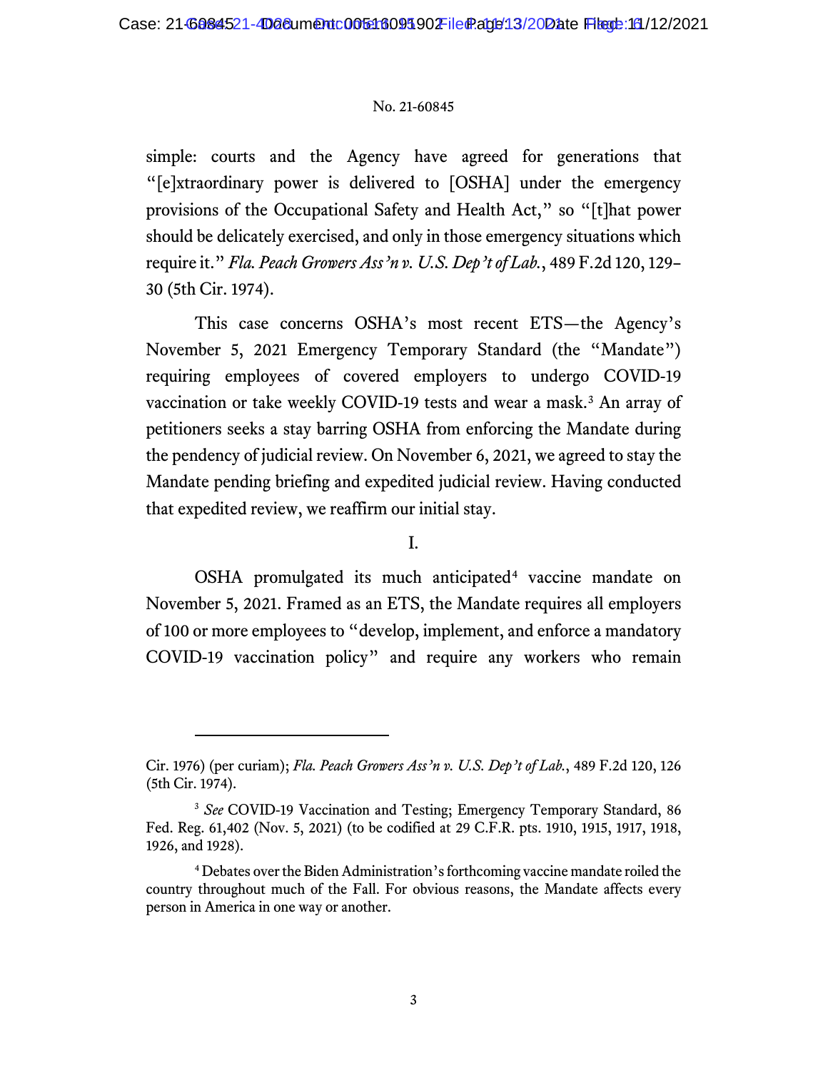simple: courts and the Agency have agreed for generations that "[e]xtraordinary power is delivered to [OSHA] under the emergency provisions of the Occupational Safety and Health Act," so "[t]hat power should be delicately exercised, and only in those emergency situations which require it." *Fla. Peach Growers Ass'n v. U.S. Dep't of Lab.*, 489 F.2d 120, 129–30 (5th Cir. 1974).

This case concerns OSHA's most recent ETS—the Agency's November 5, 2021 Emergency Temporary Standard (the "Mandate") requiring employees of covered employers to undergo COVID-19 vaccination or take weekly COVID-19 tests and wear a mask.[3] An array of petitioners seeks a stay barring OSHA from enforcing the Mandate during the pendency of judicial review. On November 6, 2021, we agreed to stay the Mandate pending briefing and expedited judicial review. Having conducted that expedited review, we reaffirm our initial stay.

I.

OSHA promulgated its much anticipated[4] vaccine mandate on November 5, 2021. Framed as an ETS, the Mandate requires all employers of 100 or more employees to "develop, implement, and enforce a mandatory COVID-19 vaccination policy" and require any workers who remain

---

Cir. 1976) (per curiam); *Fla. Peach Growers Ass'n v. U.S. Dep't of Lab.*, 489 F.2d 120, 126 (5th Cir. 1974).

[3] *See* COVID-19 Vaccination and Testing; Emergency Temporary Standard, 86 Fed. Reg. 61,402 (Nov. 5, 2021) (to be codified at 29 C.F.R. pts. 1910, 1915, 1917, 1918, 1926, and 1928).

[4] Debates over the Biden Administration's forthcoming vaccine mandate roiled the country throughout much of the Fall. For obvious reasons, the Mandate affects every person in America in one way or another.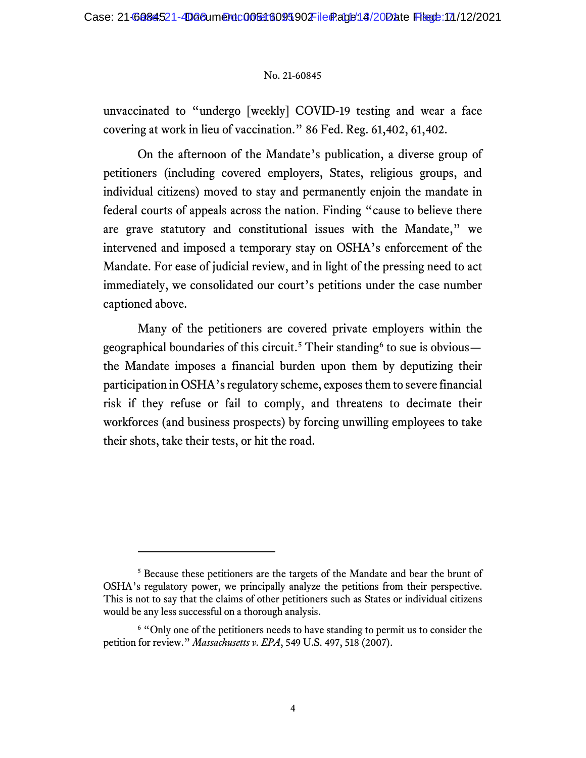unvaccinated to "undergo [weekly] COVID-19 testing and wear a face covering at work in lieu of vaccination." 86 Fed. Reg. 61,402, 61,402.

On the afternoon of the Mandate's publication, a diverse group of petitioners (including covered employers, States, religious groups, and individual citizens) moved to stay and permanently enjoin the mandate in federal courts of appeals across the nation. Finding "cause to believe there are grave statutory and constitutional issues with the Mandate," we intervened and imposed a temporary stay on OSHA's enforcement of the Mandate. For ease of judicial review, and in light of the pressing need to act immediately, we consolidated our court's petitions under the case number captioned above.

Many of the petitioners are covered private employers within the geographical boundaries of this circuit.[5] Their standing[6] to sue is obvious—the Mandate imposes a financial burden upon them by deputizing their participation in OSHA's regulatory scheme, exposes them to severe financial risk if they refuse or fail to comply, and threatens to decimate their workforces (and business prospects) by forcing unwilling employees to take their shots, take their tests, or hit the road.

---

[5] Because these petitioners are the targets of the Mandate and bear the brunt of OSHA's regulatory power, we principally analyze the petitions from their perspective. This is not to say that the claims of other petitioners such as States or individual citizens would be any less successful on a thorough analysis.

[6] "Only one of the petitioners needs to have standing to permit us to consider the petition for review." *Massachusetts v. EPA*, 549 U.S. 497, 518 (2007).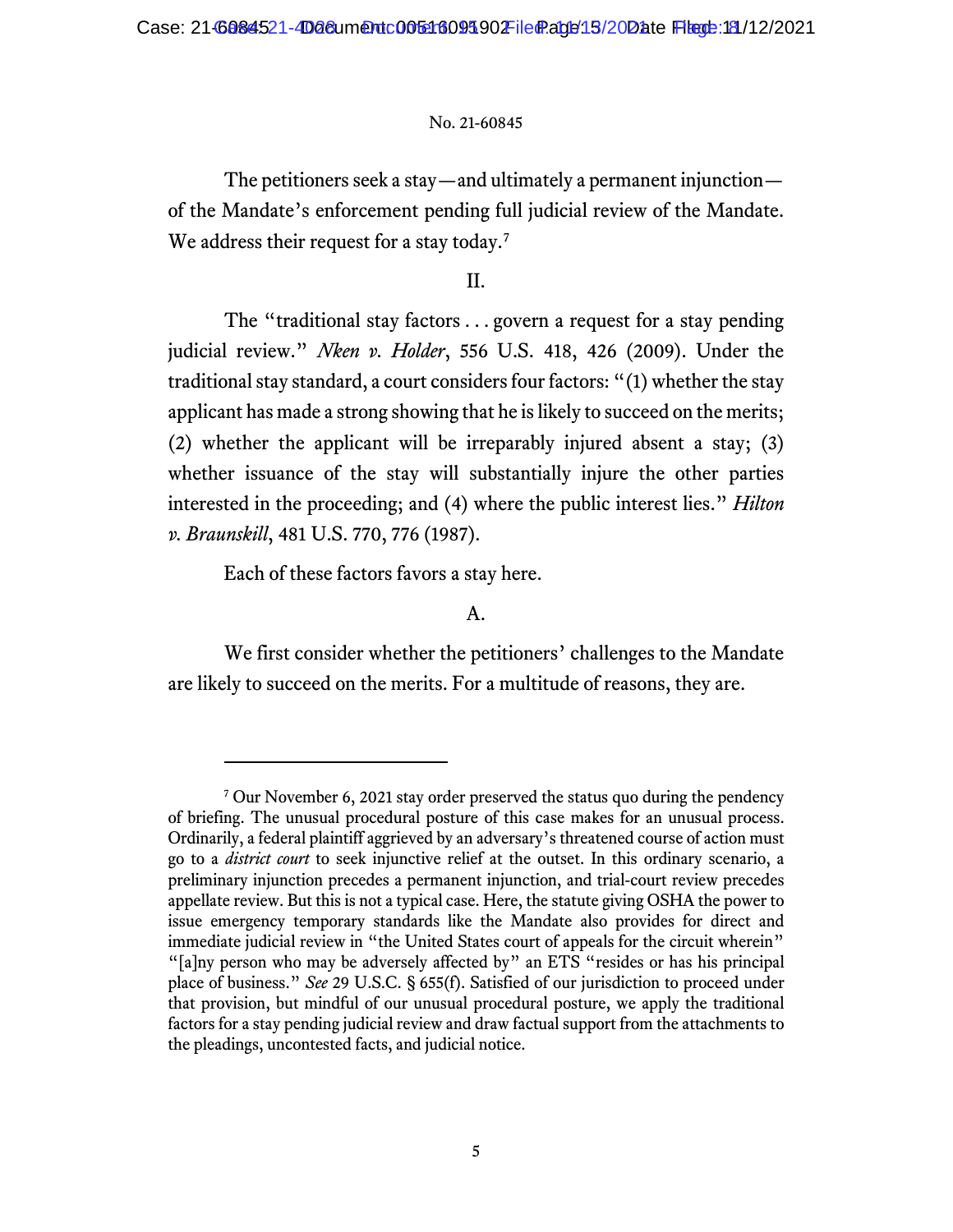The petitioners seek a stay—and ultimately a permanent injunction—of the Mandate's enforcement pending full judicial review of the Mandate. We address their request for a stay today.[7]

## II.

The "traditional stay factors . . . govern a request for a stay pending judicial review." *Nken v. Holder*, 556 U.S. 418, 426 (2009). Under the traditional stay standard, a court considers four factors: "(1) whether the stay applicant has made a strong showing that he is likely to succeed on the merits; (2) whether the applicant will be irreparably injured absent a stay; (3) whether issuance of the stay will substantially injure the other parties interested in the proceeding; and (4) where the public interest lies." *Hilton v. Braunskill*, 481 U.S. 770, 776 (1987).

Each of these factors favors a stay here.

### A.

We first consider whether the petitioners' challenges to the Mandate are likely to succeed on the merits. For a multitude of reasons, they are.

---

[7] Our November 6, 2021 stay order preserved the status quo during the pendency of briefing. The unusual procedural posture of this case makes for an unusual process. Ordinarily, a federal plaintiff aggrieved by an adversary's threatened course of action must go to a *district court* to seek injunctive relief at the outset. In this ordinary scenario, a preliminary injunction precedes a permanent injunction, and trial-court review precedes appellate review. But this is not a typical case. Here, the statute giving OSHA the power to issue emergency temporary standards like the Mandate also provides for direct and immediate judicial review in "the United States court of appeals for the circuit wherein" "[a]ny person who may be adversely affected by" an ETS "resides or has his principal place of business." *See* 29 U.S.C. § 655(f). Satisfied of our jurisdiction to proceed under that provision, but mindful of our unusual procedural posture, we apply the traditional factors for a stay pending judicial review and draw factual support from the attachments to the pleadings, uncontested facts, and judicial notice.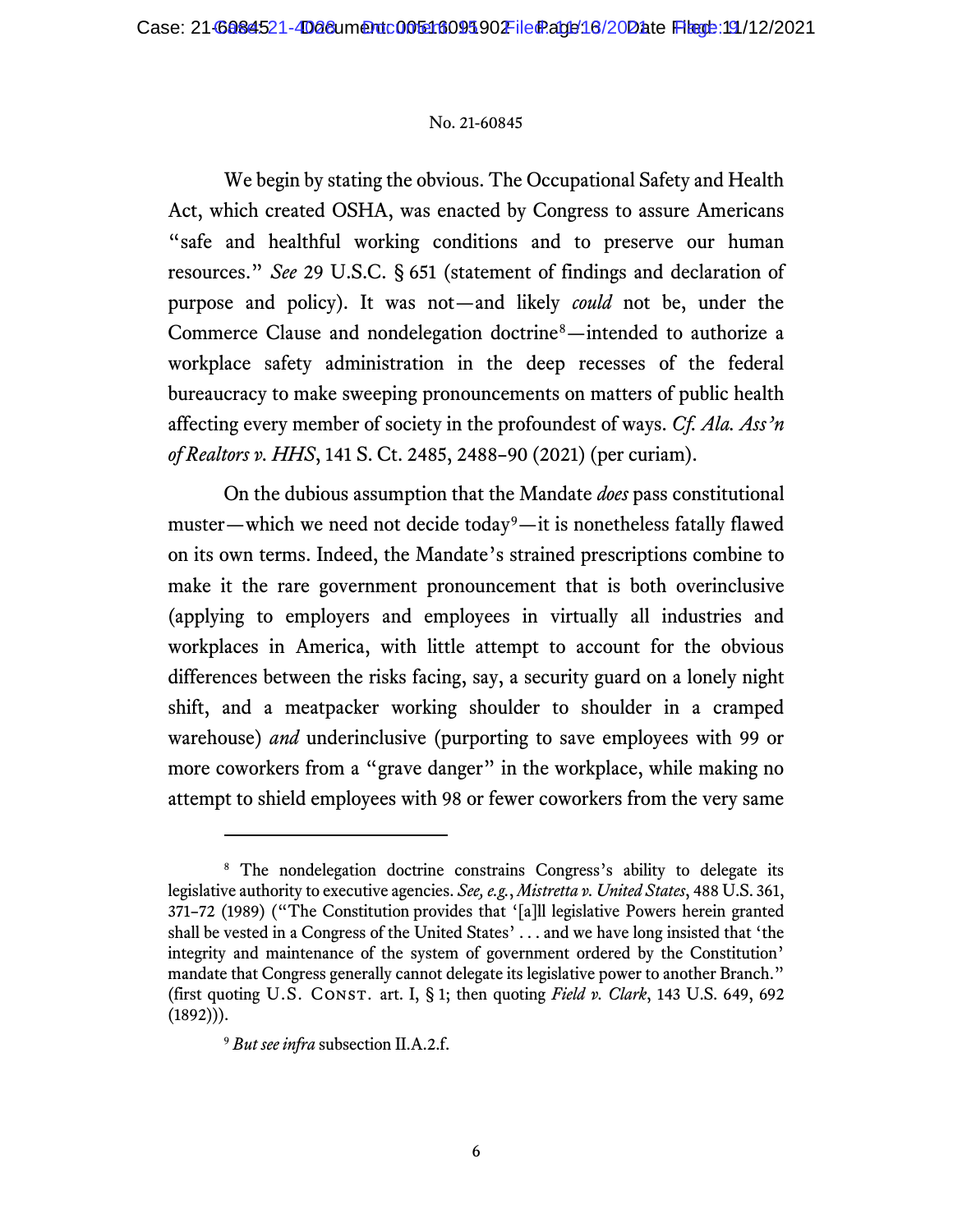We begin by stating the obvious. The Occupational Safety and Health Act, which created OSHA, was enacted by Congress to assure Americans "safe and healthful working conditions and to preserve our human resources." *See* 29 U.S.C. § 651 (statement of findings and declaration of purpose and policy). It was not—and likely *could* not be, under the Commerce Clause and nondelegation doctrine[8]—intended to authorize a workplace safety administration in the deep recesses of the federal bureaucracy to make sweeping pronouncements on matters of public health affecting every member of society in the profoundest of ways. *Cf. Ala. Ass'n of Realtors v. HHS*, 141 S. Ct. 2485, 2488–90 (2021) (per curiam).

On the dubious assumption that the Mandate *does* pass constitutional muster—which we need not decide today[9]—it is nonetheless fatally flawed on its own terms. Indeed, the Mandate's strained prescriptions combine to make it the rare government pronouncement that is both overinclusive (applying to employers and employees in virtually all industries and workplaces in America, with little attempt to account for the obvious differences between the risks facing, say, a security guard on a lonely night shift, and a meatpacker working shoulder to shoulder in a cramped warehouse) *and* underinclusive (purporting to save employees with 99 or more coworkers from a "grave danger" in the workplace, while making no attempt to shield employees with 98 or fewer coworkers from the very same

---

[8] The nondelegation doctrine constrains Congress's ability to delegate its legislative authority to executive agencies. *See, e.g.*, *Mistretta v. United States*, 488 U.S. 361, 371–72 (1989) ("The Constitution provides that '[a]ll legislative Powers herein granted shall be vested in a Congress of the United States' . . . and we have long insisted that 'the integrity and maintenance of the system of government ordered by the Constitution' mandate that Congress generally cannot delegate its legislative power to another Branch." (first quoting U.S. CONST. art. I, § 1; then quoting *Field v. Clark*, 143 U.S. 649, 692 (1892))).

[9] *But see infra* subsection II.A.2.f.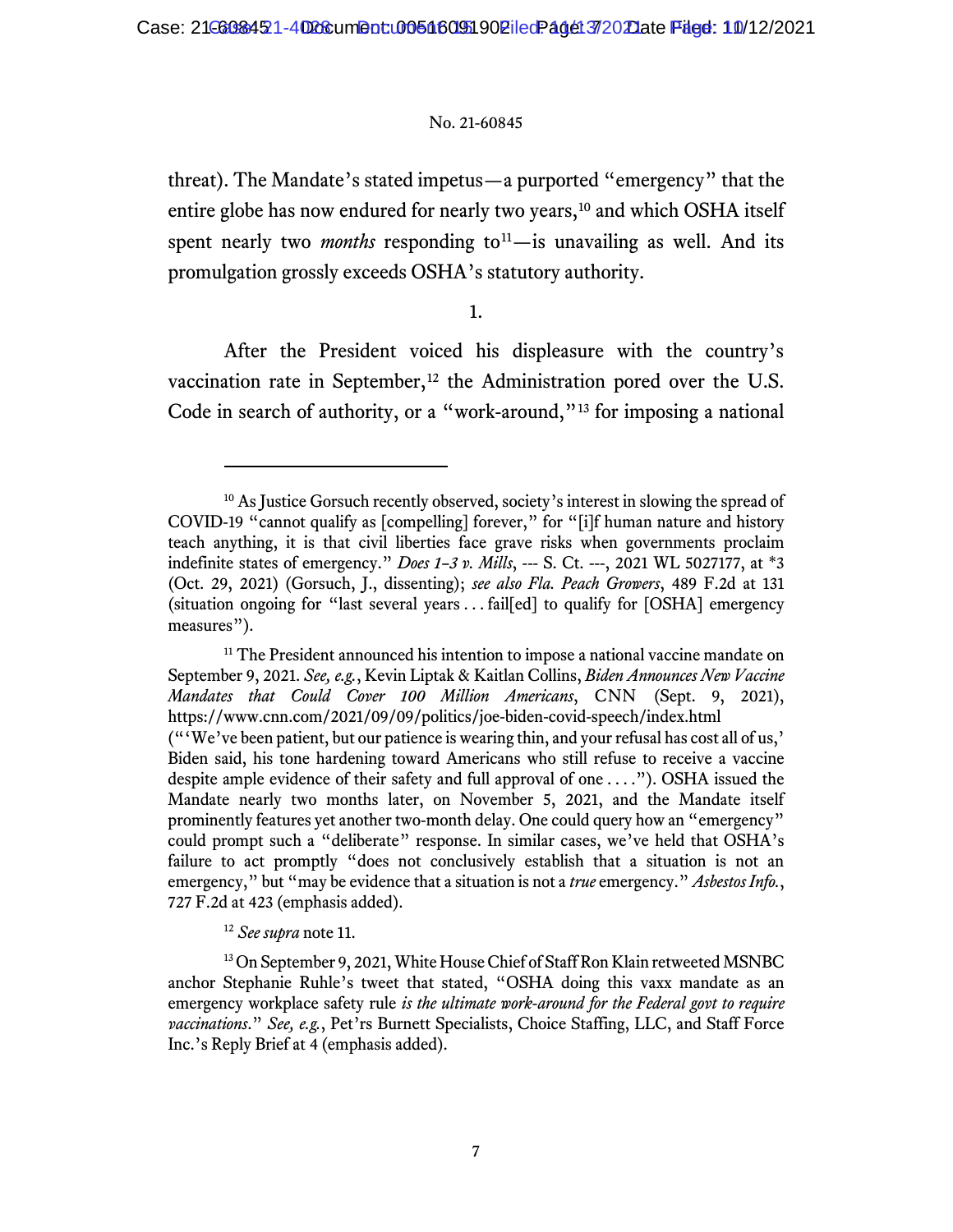threat). The Mandate's stated impetus—a purported "emergency" that the entire globe has now endured for nearly two years,[10] and which OSHA itself spent nearly two *months* responding to[11]—is unavailing as well. And its promulgation grossly exceeds OSHA's statutory authority.

1.

After the President voiced his displeasure with the country's vaccination rate in September,[12] the Administration pored over the U.S. Code in search of authority, or a "work-around,"[13] for imposing a national

---

[10] As Justice Gorsuch recently observed, society's interest in slowing the spread of COVID-19 "cannot qualify as [compelling] forever," for "[i]f human nature and history teach anything, it is that civil liberties face grave risks when governments proclaim indefinite states of emergency." *Does 1–3 v. Mills*, --- S. Ct. ---, 2021 WL 5027177, at *3 (Oct. 29, 2021) (Gorsuch, J., dissenting); *see also Fla. Peach Growers*, 489 F.2d at 131 (situation ongoing for "last several years . . . fail[ed] to qualify for [OSHA] emergency measures").

[11] The President announced his intention to impose a national vaccine mandate on September 9, 2021. *See, e.g.*, Kevin Liptak & Kaitlan Collins, *Biden Announces New Vaccine Mandates that Could Cover 100 Million Americans*, CNN (Sept. 9, 2021), https://www.cnn.com/2021/09/09/politics/joe-biden-covid-speech/index.html ("'We've been patient, but our patience is wearing thin, and your refusal has cost all of us,' Biden said, his tone hardening toward Americans who still refuse to receive a vaccine despite ample evidence of their safety and full approval of one . . . ."). OSHA issued the Mandate nearly two months later, on November 5, 2021, and the Mandate itself prominently features yet another two-month delay. One could query how an "emergency" could prompt such a "deliberate" response. In similar cases, we've held that OSHA's failure to act promptly "does not conclusively establish that a situation is not an emergency," but "may be evidence that a situation is not a *true* emergency." *Asbestos Info.*, 727 F.2d at 423 (emphasis added).

[12] *See supra* note 11.

[13] On September 9, 2021, White House Chief of Staff Ron Klain retweeted MSNBC anchor Stephanie Ruhle's tweet that stated, "OSHA doing this vaxx mandate as an emergency workplace safety rule *is the ultimate work-around for the Federal govt to require vaccinations*." *See, e.g.*, Pet'rs Burnett Specialists, Choice Staffing, LLC, and Staff Force Inc.'s Reply Brief at 4 (emphasis added).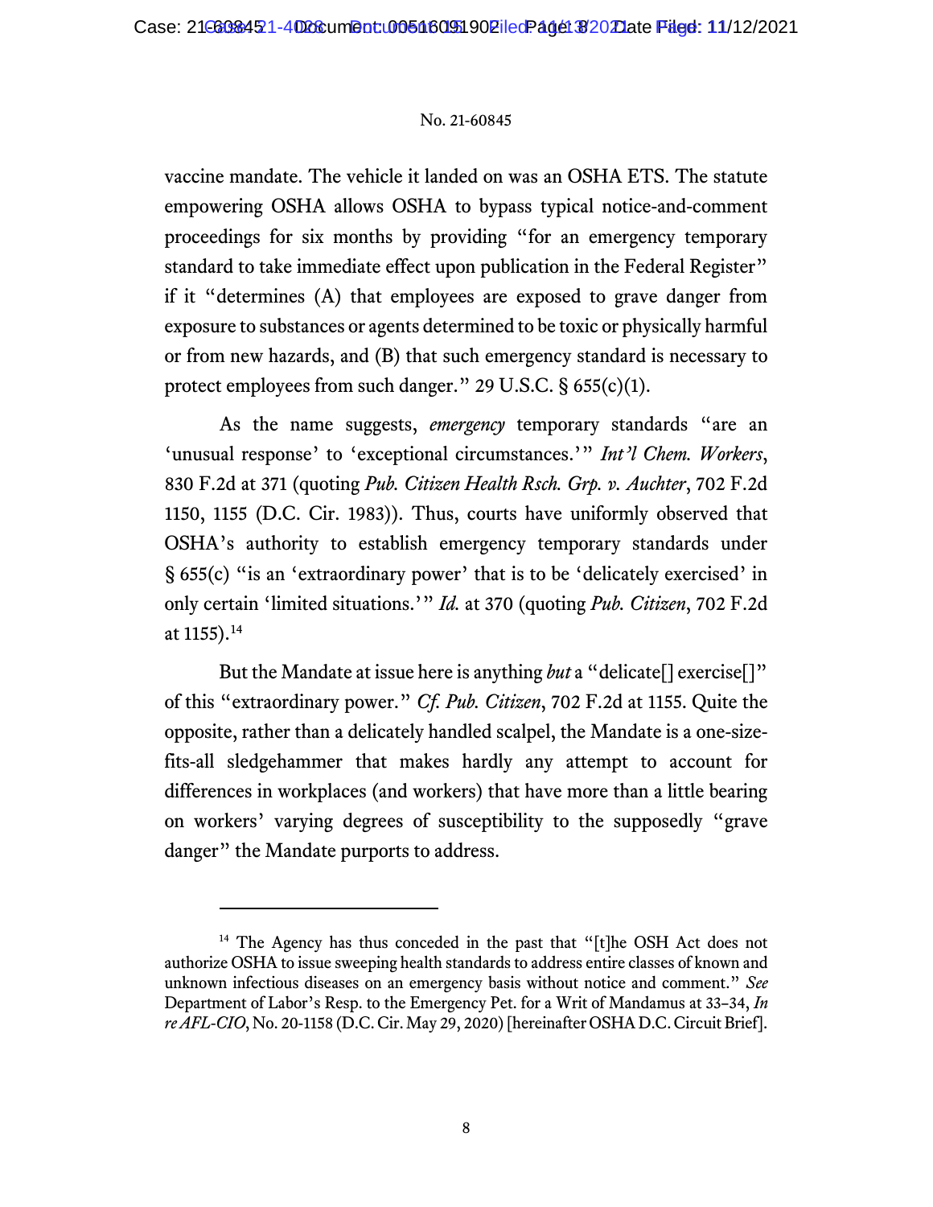vaccine mandate. The vehicle it landed on was an OSHA ETS. The statute empowering OSHA allows OSHA to bypass typical notice-and-comment proceedings for six months by providing "for an emergency temporary standard to take immediate effect upon publication in the Federal Register" if it "determines (A) that employees are exposed to grave danger from exposure to substances or agents determined to be toxic or physically harmful or from new hazards, and (B) that such emergency standard is necessary to protect employees from such danger." 29 U.S.C. § 655(c)(1).

As the name suggests, *emergency* temporary standards "are an 'unusual response' to 'exceptional circumstances.'" *Int'l Chem. Workers*, 830 F.2d at 371 (quoting *Pub. Citizen Health Rsch. Grp. v. Auchter*, 702 F.2d 1150, 1155 (D.C. Cir. 1983)). Thus, courts have uniformly observed that OSHA's authority to establish emergency temporary standards under § 655(c) "is an 'extraordinary power' that is to be 'delicately exercised' in only certain 'limited situations.'" *Id.* at 370 (quoting *Pub. Citizen*, 702 F.2d at 1155).[14]

But the Mandate at issue here is anything *but* a "delicate[] exercise[]" of this "extraordinary power." *Cf. Pub. Citizen*, 702 F.2d at 1155. Quite the opposite, rather than a delicately handled scalpel, the Mandate is a one-size-fits-all sledgehammer that makes hardly any attempt to account for differences in workplaces (and workers) that have more than a little bearing on workers' varying degrees of susceptibility to the supposedly "grave danger" the Mandate purports to address.

---

[14] The Agency has thus conceded in the past that "[t]he OSH Act does not authorize OSHA to issue sweeping health standards to address entire classes of known and unknown infectious diseases on an emergency basis without notice and comment." *See* Department of Labor's Resp. to the Emergency Pet. for a Writ of Mandamus at 33–34, *In re AFL-CIO*, No. 20-1158 (D.C. Cir. May 29, 2020) [hereinafter OSHA D.C. Circuit Brief].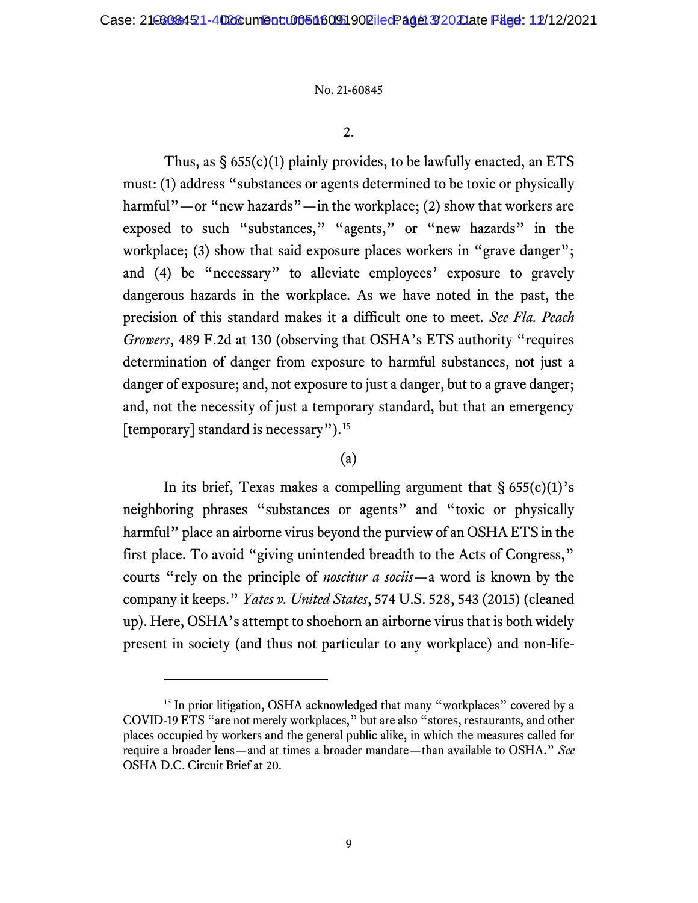2.

Thus, as § 655(c)(1) plainly provides, to be lawfully enacted, an ETS must: (1) address "substances or agents determined to be toxic or physically harmful"—or "new hazards"—in the workplace; (2) show that workers are exposed to such "substances," "agents," or "new hazards" in the workplace; (3) show that said exposure places workers in "grave danger"; and (4) be "necessary" to alleviate employees' exposure to gravely dangerous hazards in the workplace. As we have noted in the past, the precision of this standard makes it a difficult one to meet. *See Fla. Peach Growers*, 489 F.2d at 130 (observing that OSHA's ETS authority "requires determination of danger from exposure to harmful substances, not just a danger of exposure; and, not exposure to just a danger, but to a grave danger; and, not the necessity of just a temporary standard, but that an emergency [temporary] standard is necessary").[15]

(a)

In its brief, Texas makes a compelling argument that § 655(c)(1)'s neighboring phrases "substances or agents" and "toxic or physically harmful" place an airborne virus beyond the purview of an OSHA ETS in the first place. To avoid "giving unintended breadth to the Acts of Congress," courts "rely on the principle of *noscitur a sociis*—a word is known by the company it keeps." *Yates v. United States*, 574 U.S. 528, 543 (2015) (cleaned up). Here, OSHA's attempt to shoehorn an airborne virus that is both widely present in society (and thus not particular to any workplace) and non-life-

[15] In prior litigation, OSHA acknowledged that many "workplaces" covered by a COVID-19 ETS "are not merely workplaces," but are also "stores, restaurants, and other places occupied by workers and the general public alike, in which the measures called for require a broader lens—and at times a broader mandate—than available to OSHA." *See* OSHA D.C. Circuit Brief at 20.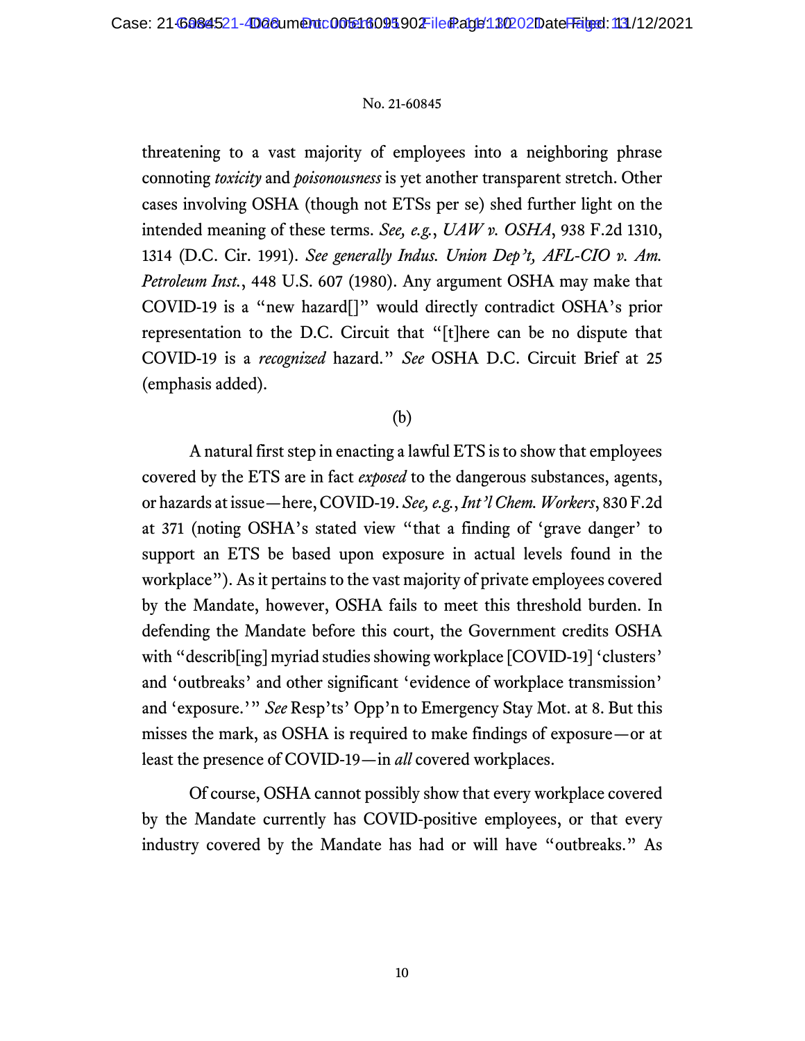threatening to a vast majority of employees into a neighboring phrase connoting *toxicity* and *poisonousness* is yet another transparent stretch. Other cases involving OSHA (though not ETSs per se) shed further light on the intended meaning of these terms. *See, e.g.*, *UAW v. OSHA*, 938 F.2d 1310, 1314 (D.C. Cir. 1991). *See generally Indus. Union Dep't, AFL-CIO v. Am. Petroleum Inst.*, 448 U.S. 607 (1980). Any argument OSHA may make that COVID-19 is a "new hazard[]" would directly contradict OSHA's prior representation to the D.C. Circuit that "[t]here can be no dispute that COVID-19 is a *recognized* hazard." *See* OSHA D.C. Circuit Brief at 25 (emphasis added).

(b)

A natural first step in enacting a lawful ETS is to show that employees covered by the ETS are in fact *exposed* to the dangerous substances, agents, or hazards at issue—here, COVID-19. *See, e.g.*, *Int'l Chem. Workers*, 830 F.2d at 371 (noting OSHA's stated view "that a finding of 'grave danger' to support an ETS be based upon exposure in actual levels found in the workplace"). As it pertains to the vast majority of private employees covered by the Mandate, however, OSHA fails to meet this threshold burden. In defending the Mandate before this court, the Government credits OSHA with "describ[ing] myriad studies showing workplace [COVID-19] 'clusters' and 'outbreaks' and other significant 'evidence of workplace transmission' and 'exposure.'" *See* Resp'ts' Opp'n to Emergency Stay Mot. at 8. But this misses the mark, as OSHA is required to make findings of exposure—or at least the presence of COVID-19—in *all* covered workplaces.

Of course, OSHA cannot possibly show that every workplace covered by the Mandate currently has COVID-positive employees, or that every industry covered by the Mandate has had or will have "outbreaks." As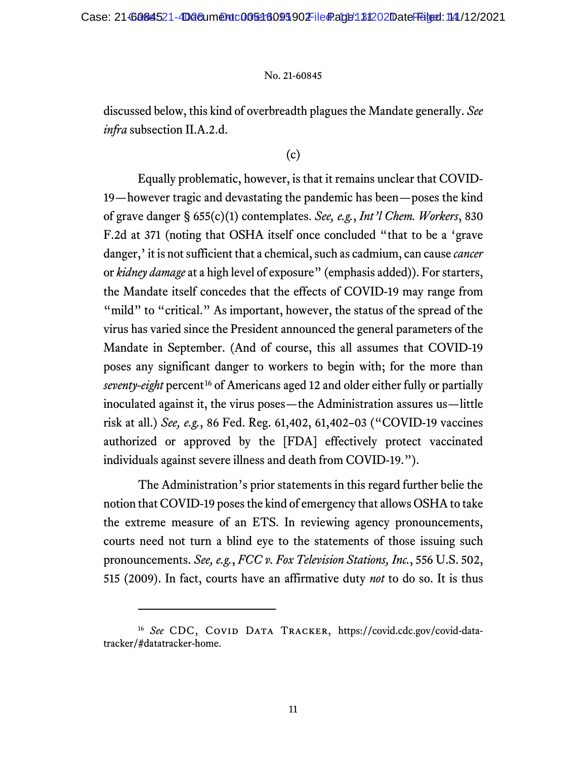discussed below, this kind of overbreadth plagues the Mandate generally. *See infra* subsection II.A.2.d.

(c)

Equally problematic, however, is that it remains unclear that COVID-19—however tragic and devastating the pandemic has been—poses the kind of grave danger § 655(c)(1) contemplates. *See, e.g.*, *Int'l Chem. Workers*, 830 F.2d at 371 (noting that OSHA itself once concluded "that to be a 'grave danger,' it is not sufficient that a chemical, such as cadmium, can cause *cancer* or *kidney damage* at a high level of exposure" (emphasis added)). For starters, the Mandate itself concedes that the effects of COVID-19 may range from "mild" to "critical." As important, however, the status of the spread of the virus has varied since the President announced the general parameters of the Mandate in September. (And of course, this all assumes that COVID-19 poses any significant danger to workers to begin with; for the more than *seventy-eight* percent[16] of Americans aged 12 and older either fully or partially inoculated against it, the virus poses—the Administration assures us—little risk at all.) *See, e.g.*, 86 Fed. Reg. 61,402, 61,402–03 ("COVID-19 vaccines authorized or approved by the [FDA] effectively protect vaccinated individuals against severe illness and death from COVID-19.").

The Administration's prior statements in this regard further belie the notion that COVID-19 poses the kind of emergency that allows OSHA to take the extreme measure of an ETS. In reviewing agency pronouncements, courts need not turn a blind eye to the statements of those issuing such pronouncements. *See, e.g.*, *FCC v. Fox Television Stations, Inc.*, 556 U.S. 502, 515 (2009). In fact, courts have an affirmative duty *not* to do so. It is thus

---

[16] *See* CDC, Covid Data Tracker, https://covid.cdc.gov/covid-data-tracker/#datatracker-home.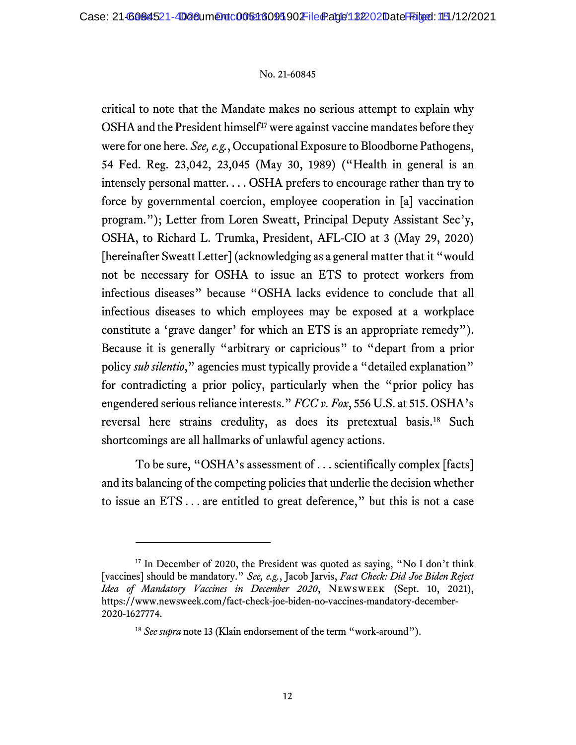critical to note that the Mandate makes no serious attempt to explain why OSHA and the President himself[17] were against vaccine mandates before they were for one here. *See, e.g.*, Occupational Exposure to Bloodborne Pathogens, 54 Fed. Reg. 23,042, 23,045 (May 30, 1989) ("Health in general is an intensely personal matter. . . . OSHA prefers to encourage rather than try to force by governmental coercion, employee cooperation in [a] vaccination program."); Letter from Loren Sweatt, Principal Deputy Assistant Sec'y, OSHA, to Richard L. Trumka, President, AFL-CIO at 3 (May 29, 2020) [hereinafter Sweatt Letter] (acknowledging as a general matter that it "would not be necessary for OSHA to issue an ETS to protect workers from infectious diseases" because "OSHA lacks evidence to conclude that all infectious diseases to which employees may be exposed at a workplace constitute a 'grave danger' for which an ETS is an appropriate remedy"). Because it is generally "arbitrary or capricious" to "depart from a prior policy *sub silentio*," agencies must typically provide a "detailed explanation" for contradicting a prior policy, particularly when the "prior policy has engendered serious reliance interests." *FCC v. Fox*, 556 U.S. at 515. OSHA's reversal here strains credulity, as does its pretextual basis.[18] Such shortcomings are all hallmarks of unlawful agency actions.

To be sure, "OSHA's assessment of . . . scientifically complex [facts] and its balancing of the competing policies that underlie the decision whether to issue an ETS . . . are entitled to great deference," but this is not a case

---

[17] In December of 2020, the President was quoted as saying, "No I don't think [vaccines] should be mandatory." *See, e.g.*, Jacob Jarvis, *Fact Check: Did Joe Biden Reject Idea of Mandatory Vaccines in December 2020*, NEWSWEEK (Sept. 10, 2021), https://www.newsweek.com/fact-check-joe-biden-no-vaccines-mandatory-december-2020-1627774.

[18] *See supra* note 13 (Klain endorsement of the term "work-around").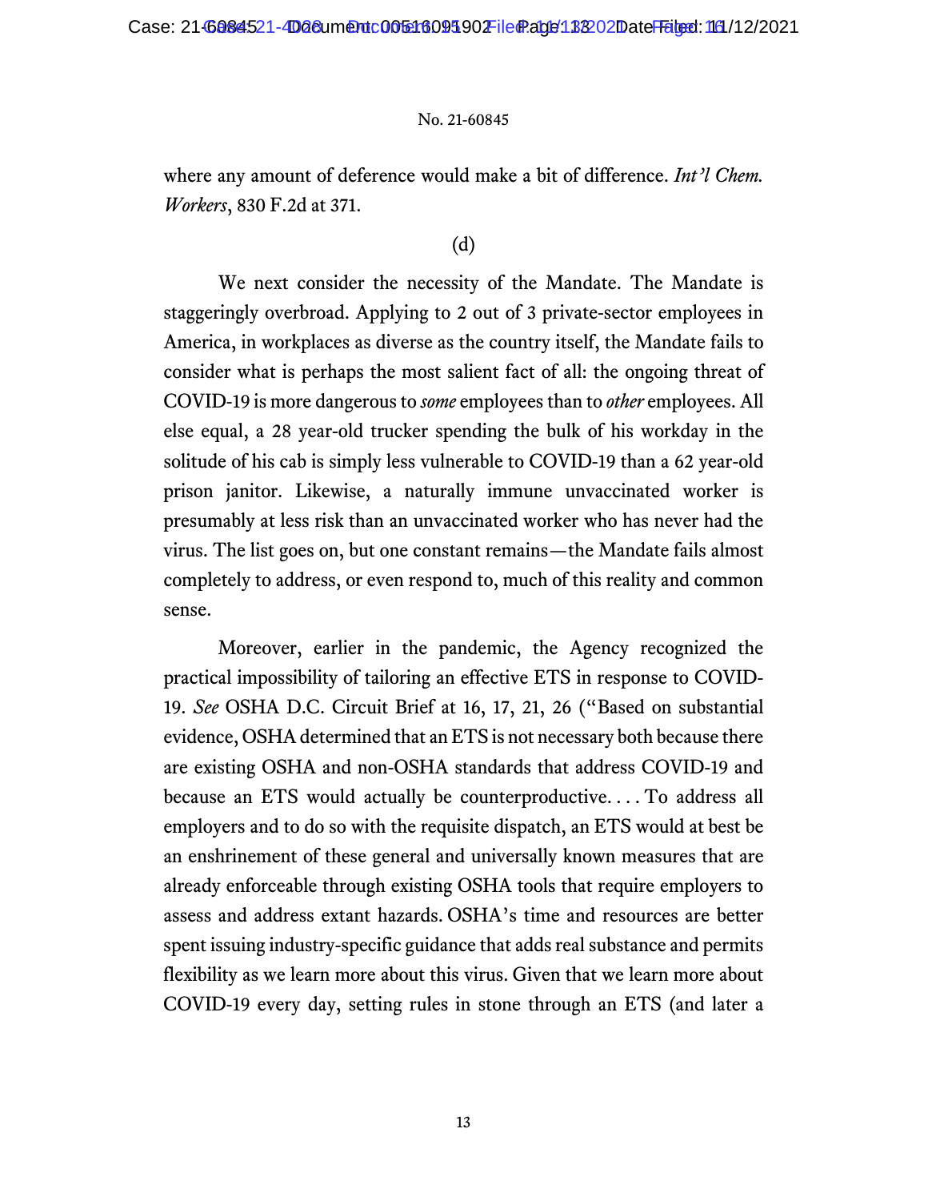where any amount of deference would make a bit of difference. *Int'l Chem. Workers*, 830 F.2d at 371.

(d)

We next consider the necessity of the Mandate. The Mandate is staggeringly overbroad. Applying to 2 out of 3 private-sector employees in America, in workplaces as diverse as the country itself, the Mandate fails to consider what is perhaps the most salient fact of all: the ongoing threat of COVID-19 is more dangerous to *some* employees than to *other* employees. All else equal, a 28 year-old trucker spending the bulk of his workday in the solitude of his cab is simply less vulnerable to COVID-19 than a 62 year-old prison janitor. Likewise, a naturally immune unvaccinated worker is presumably at less risk than an unvaccinated worker who has never had the virus. The list goes on, but one constant remains—the Mandate fails almost completely to address, or even respond to, much of this reality and common sense.

Moreover, earlier in the pandemic, the Agency recognized the practical impossibility of tailoring an effective ETS in response to COVID-19. *See* OSHA D.C. Circuit Brief at 16, 17, 21, 26 ("Based on substantial evidence, OSHA determined that an ETS is not necessary both because there are existing OSHA and non-OSHA standards that address COVID-19 and because an ETS would actually be counterproductive. . . . To address all employers and to do so with the requisite dispatch, an ETS would at best be an enshrinement of these general and universally known measures that are already enforceable through existing OSHA tools that require employers to assess and address extant hazards. OSHA's time and resources are better spent issuing industry-specific guidance that adds real substance and permits flexibility as we learn more about this virus. Given that we learn more about COVID-19 every day, setting rules in stone through an ETS (and later a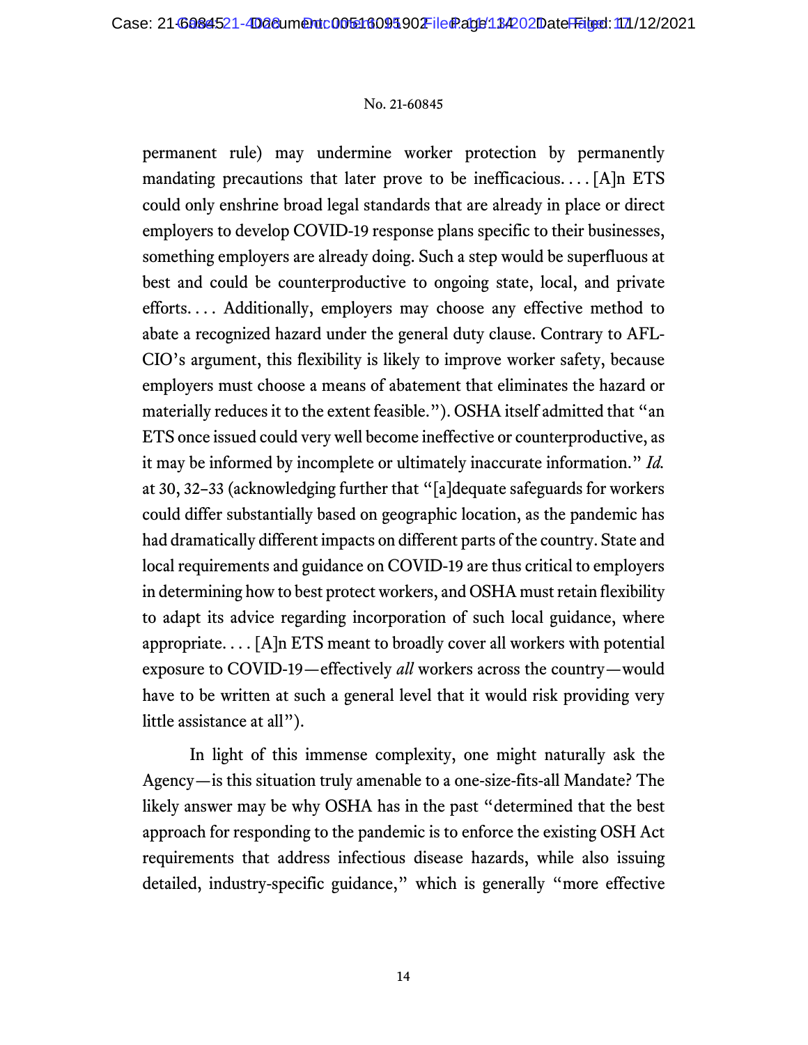permanent rule) may undermine worker protection by permanently mandating precautions that later prove to be inefficacious. . . . [A]n ETS could only enshrine broad legal standards that are already in place or direct employers to develop COVID-19 response plans specific to their businesses, something employers are already doing. Such a step would be superfluous at best and could be counterproductive to ongoing state, local, and private efforts. . . . Additionally, employers may choose any effective method to abate a recognized hazard under the general duty clause. Contrary to AFL-CIO's argument, this flexibility is likely to improve worker safety, because employers must choose a means of abatement that eliminates the hazard or materially reduces it to the extent feasible."). OSHA itself admitted that "an ETS once issued could very well become ineffective or counterproductive, as it may be informed by incomplete or ultimately inaccurate information." *Id.* at 30, 32–33 (acknowledging further that "[a]dequate safeguards for workers could differ substantially based on geographic location, as the pandemic has had dramatically different impacts on different parts of the country. State and local requirements and guidance on COVID-19 are thus critical to employers in determining how to best protect workers, and OSHA must retain flexibility to adapt its advice regarding incorporation of such local guidance, where appropriate. . . . [A]n ETS meant to broadly cover all workers with potential exposure to COVID-19—effectively *all* workers across the country—would have to be written at such a general level that it would risk providing very little assistance at all").

In light of this immense complexity, one might naturally ask the Agency—is this situation truly amenable to a one-size-fits-all Mandate? The likely answer may be why OSHA has in the past "determined that the best approach for responding to the pandemic is to enforce the existing OSH Act requirements that address infectious disease hazards, while also issuing detailed, industry-specific guidance," which is generally "more effective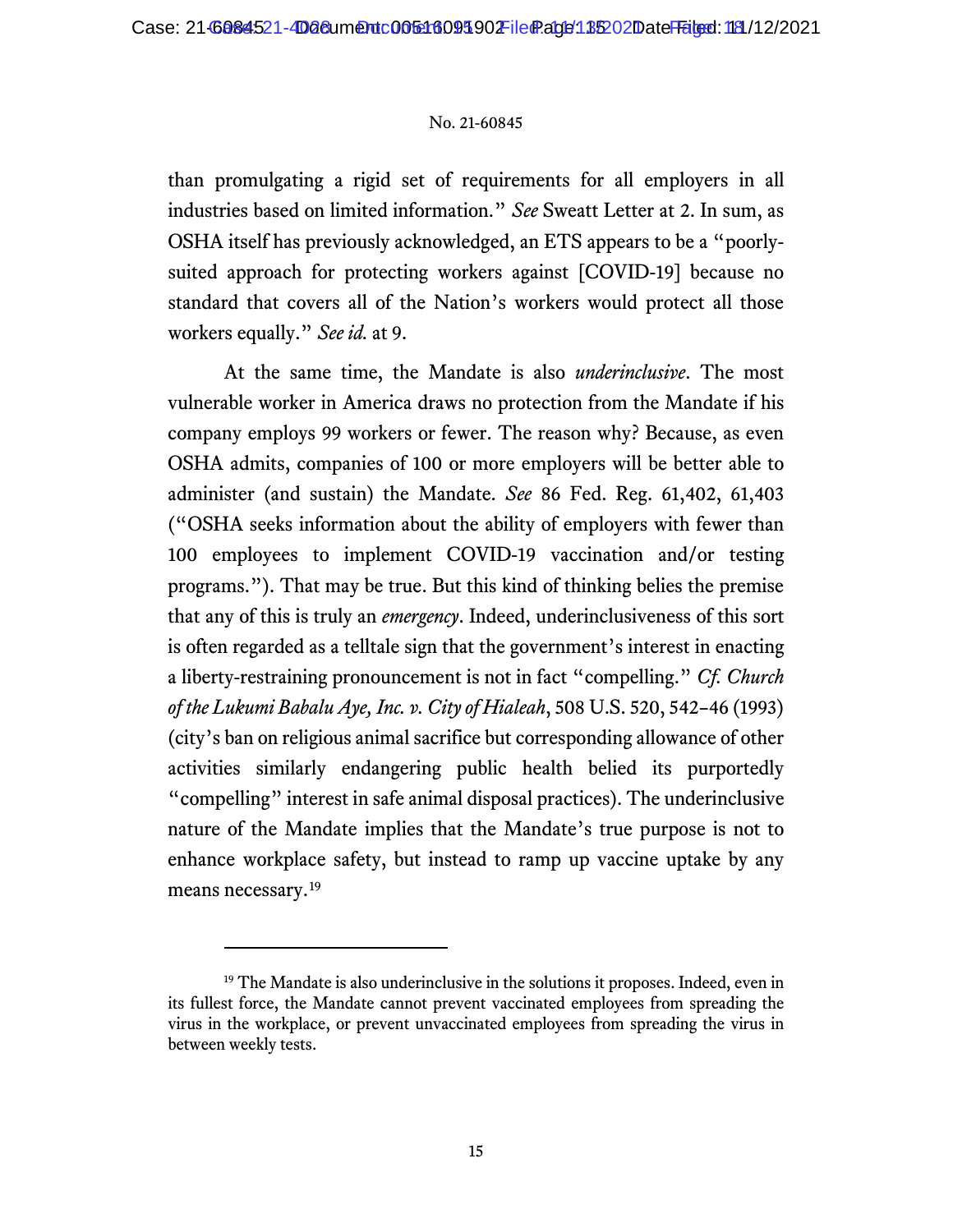than promulgating a rigid set of requirements for all employers in all industries based on limited information." *See* Sweatt Letter at 2. In sum, as OSHA itself has previously acknowledged, an ETS appears to be a "poorly-suited approach for protecting workers against [COVID-19] because no standard that covers all of the Nation's workers would protect all those workers equally." *See id.* at 9.

At the same time, the Mandate is also *underinclusive*. The most vulnerable worker in America draws no protection from the Mandate if his company employs 99 workers or fewer. The reason why? Because, as even OSHA admits, companies of 100 or more employers will be better able to administer (and sustain) the Mandate. *See* 86 Fed. Reg. 61,402, 61,403 ("OSHA seeks information about the ability of employers with fewer than 100 employees to implement COVID-19 vaccination and/or testing programs."). That may be true. But this kind of thinking belies the premise that any of this is truly an *emergency*. Indeed, underinclusiveness of this sort is often regarded as a telltale sign that the government's interest in enacting a liberty-restraining pronouncement is not in fact "compelling." *Cf. Church of the Lukumi Babalu Aye, Inc. v. City of Hialeah*, 508 U.S. 520, 542–46 (1993) (city's ban on religious animal sacrifice but corresponding allowance of other activities similarly endangering public health belied its purportedly "compelling" interest in safe animal disposal practices). The underinclusive nature of the Mandate implies that the Mandate's true purpose is not to enhance workplace safety, but instead to ramp up vaccine uptake by any means necessary.[19]

---

[19] The Mandate is also underinclusive in the solutions it proposes. Indeed, even in its fullest force, the Mandate cannot prevent vaccinated employees from spreading the virus in the workplace, or prevent unvaccinated employees from spreading the virus in between weekly tests.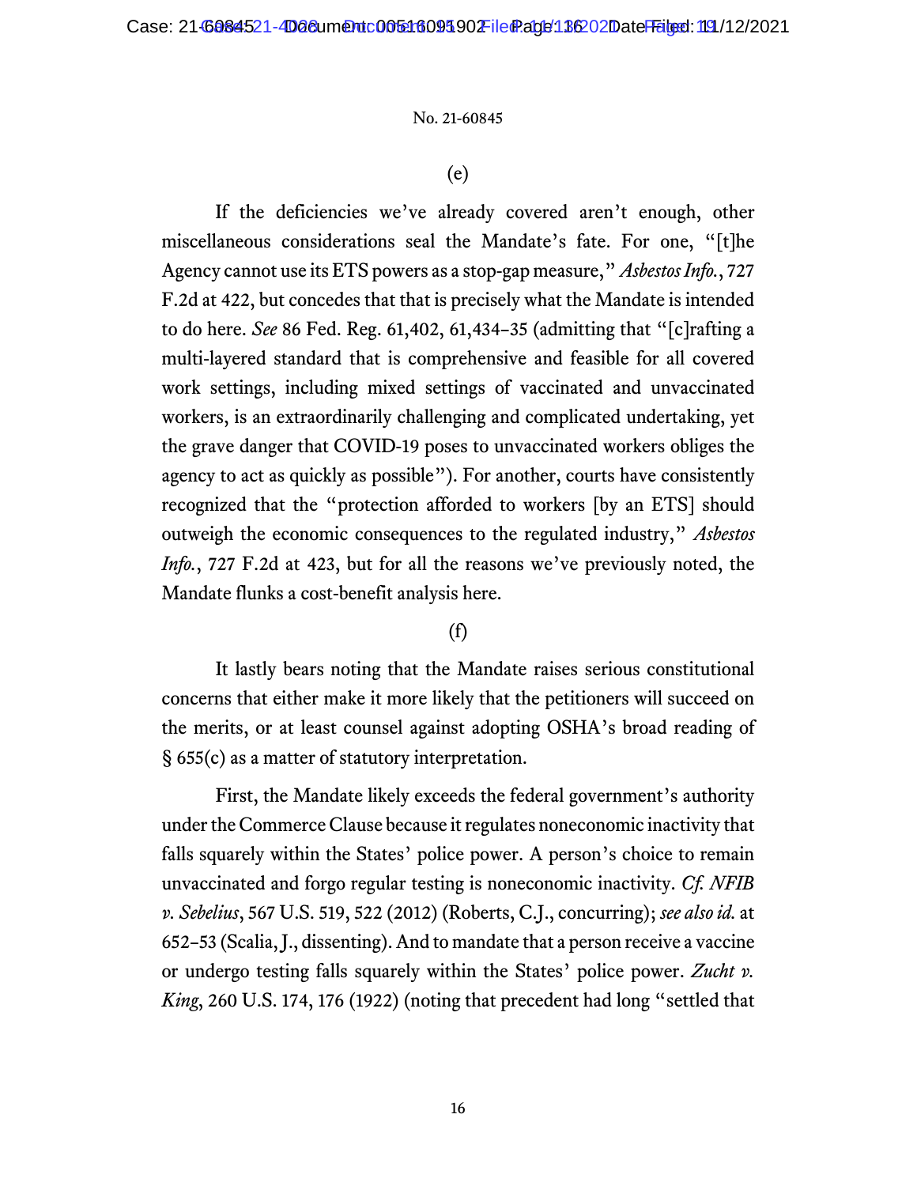(e)

If the deficiencies we've already covered aren't enough, other miscellaneous considerations seal the Mandate's fate. For one, "[t]he Agency cannot use its ETS powers as a stop-gap measure," *Asbestos Info.*, 727 F.2d at 422, but concedes that that is precisely what the Mandate is intended to do here. *See* 86 Fed. Reg. 61,402, 61,434–35 (admitting that "[c]rafting a multi-layered standard that is comprehensive and feasible for all covered work settings, including mixed settings of vaccinated and unvaccinated workers, is an extraordinarily challenging and complicated undertaking, yet the grave danger that COVID-19 poses to unvaccinated workers obliges the agency to act as quickly as possible"). For another, courts have consistently recognized that the "protection afforded to workers [by an ETS] should outweigh the economic consequences to the regulated industry," *Asbestos Info.*, 727 F.2d at 423, but for all the reasons we've previously noted, the Mandate flunks a cost-benefit analysis here.

(f)

It lastly bears noting that the Mandate raises serious constitutional concerns that either make it more likely that the petitioners will succeed on the merits, or at least counsel against adopting OSHA's broad reading of § 655(c) as a matter of statutory interpretation.

First, the Mandate likely exceeds the federal government's authority under the Commerce Clause because it regulates noneconomic inactivity that falls squarely within the States' police power. A person's choice to remain unvaccinated and forgo regular testing is noneconomic inactivity. *Cf. NFIB v. Sebelius*, 567 U.S. 519, 522 (2012) (Roberts, C.J., concurring); *see also id.* at 652–53 (Scalia, J., dissenting). And to mandate that a person receive a vaccine or undergo testing falls squarely within the States' police power. *Zucht v. King*, 260 U.S. 174, 176 (1922) (noting that precedent had long "settled that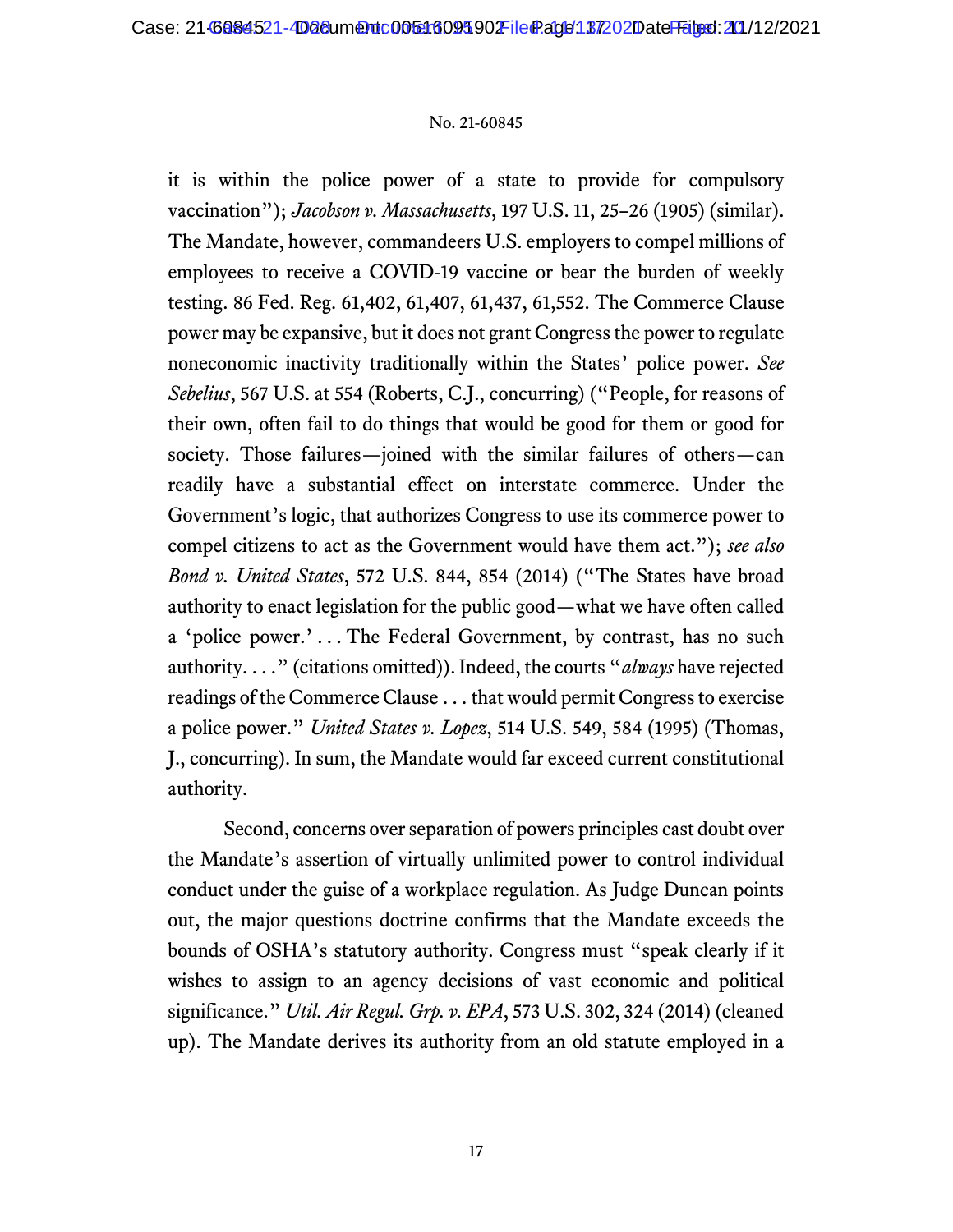it is within the police power of a state to provide for compulsory vaccination"); *Jacobson v. Massachusetts*, 197 U.S. 11, 25–26 (1905) (similar). The Mandate, however, commandeers U.S. employers to compel millions of employees to receive a COVID-19 vaccine or bear the burden of weekly testing. 86 Fed. Reg. 61,402, 61,407, 61,437, 61,552. The Commerce Clause power may be expansive, but it does not grant Congress the power to regulate noneconomic inactivity traditionally within the States' police power. *See Sebelius*, 567 U.S. at 554 (Roberts, C.J., concurring) ("People, for reasons of their own, often fail to do things that would be good for them or good for society. Those failures—joined with the similar failures of others—can readily have a substantial effect on interstate commerce. Under the Government's logic, that authorizes Congress to use its commerce power to compel citizens to act as the Government would have them act."); *see also Bond v. United States*, 572 U.S. 844, 854 (2014) ("The States have broad authority to enact legislation for the public good—what we have often called a 'police power.' . . . The Federal Government, by contrast, has no such authority. . . ." (citations omitted)). Indeed, the courts "*always* have rejected readings of the Commerce Clause . . . that would permit Congress to exercise a police power." *United States v. Lopez*, 514 U.S. 549, 584 (1995) (Thomas, J., concurring). In sum, the Mandate would far exceed current constitutional authority.

Second, concerns over separation of powers principles cast doubt over the Mandate's assertion of virtually unlimited power to control individual conduct under the guise of a workplace regulation. As Judge Duncan points out, the major questions doctrine confirms that the Mandate exceeds the bounds of OSHA's statutory authority. Congress must "speak clearly if it wishes to assign to an agency decisions of vast economic and political significance." *Util. Air Regul. Grp. v. EPA*, 573 U.S. 302, 324 (2014) (cleaned up). The Mandate derives its authority from an old statute employed in a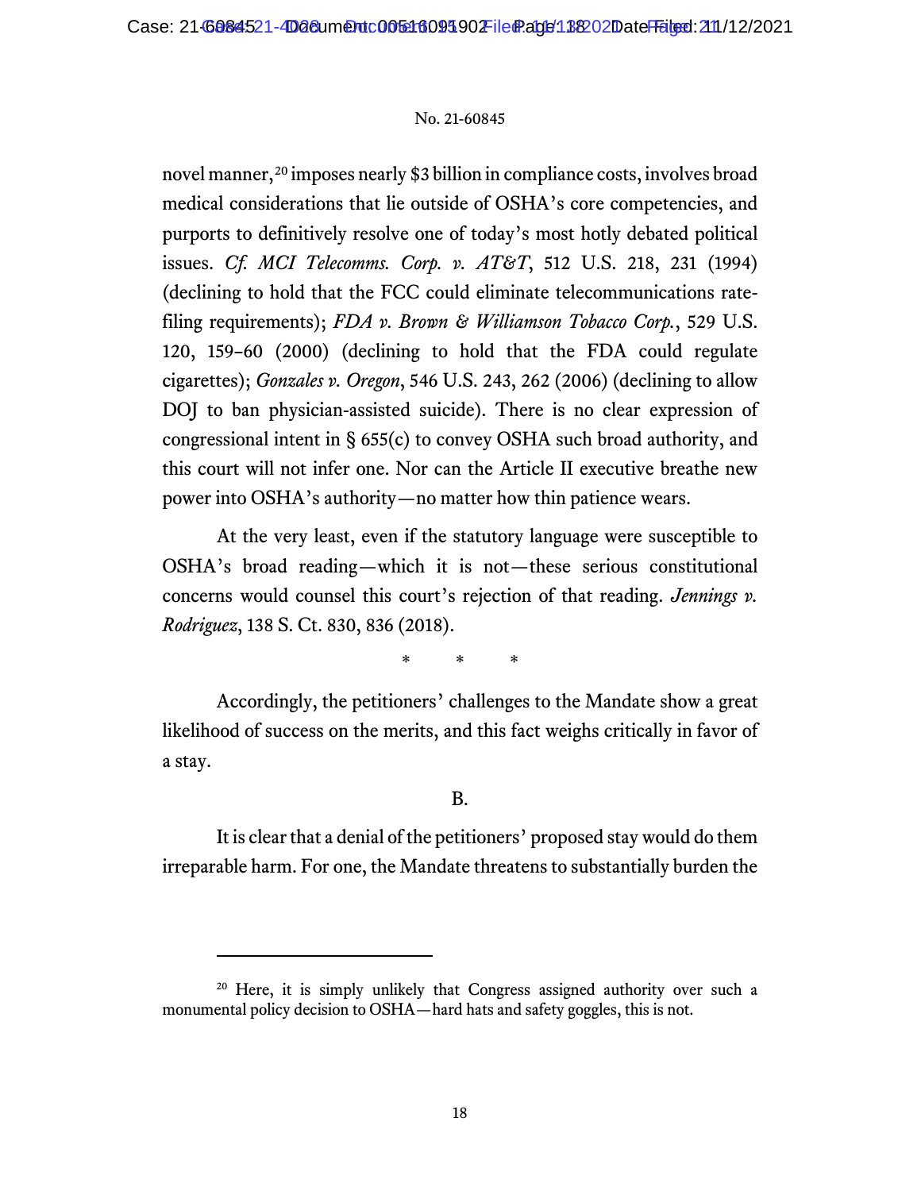novel manner,[20] imposes nearly $3 billion in compliance costs, involves broad medical considerations that lie outside of OSHA's core competencies, and purports to definitively resolve one of today's most hotly debated political issues. *Cf. MCI Telecomms. Corp. v. AT&T*, 512 U.S. 218, 231 (1994) (declining to hold that the FCC could eliminate telecommunications rate-filing requirements); *FDA v. Brown & Williamson Tobacco Corp.*, 529 U.S. 120, 159–60 (2000) (declining to hold that the FDA could regulate cigarettes); *Gonzales v. Oregon*, 546 U.S. 243, 262 (2006) (declining to allow DOJ to ban physician-assisted suicide). There is no clear expression of congressional intent in § 655(c) to convey OSHA such broad authority, and this court will not infer one. Nor can the Article II executive breathe new power into OSHA's authority—no matter how thin patience wears.

At the very least, even if the statutory language were susceptible to OSHA's broad reading—which it is not—these serious constitutional concerns would counsel this court's rejection of that reading. *Jennings v. Rodriguez*, 138 S. Ct. 830, 836 (2018).

\* \* \*

Accordingly, the petitioners' challenges to the Mandate show a great likelihood of success on the merits, and this fact weighs critically in favor of a stay.

B.

It is clear that a denial of the petitioners' proposed stay would do them irreparable harm. For one, the Mandate threatens to substantially burden the

---

[20] Here, it is simply unlikely that Congress assigned authority over such a monumental policy decision to OSHA—hard hats and safety goggles, this is not.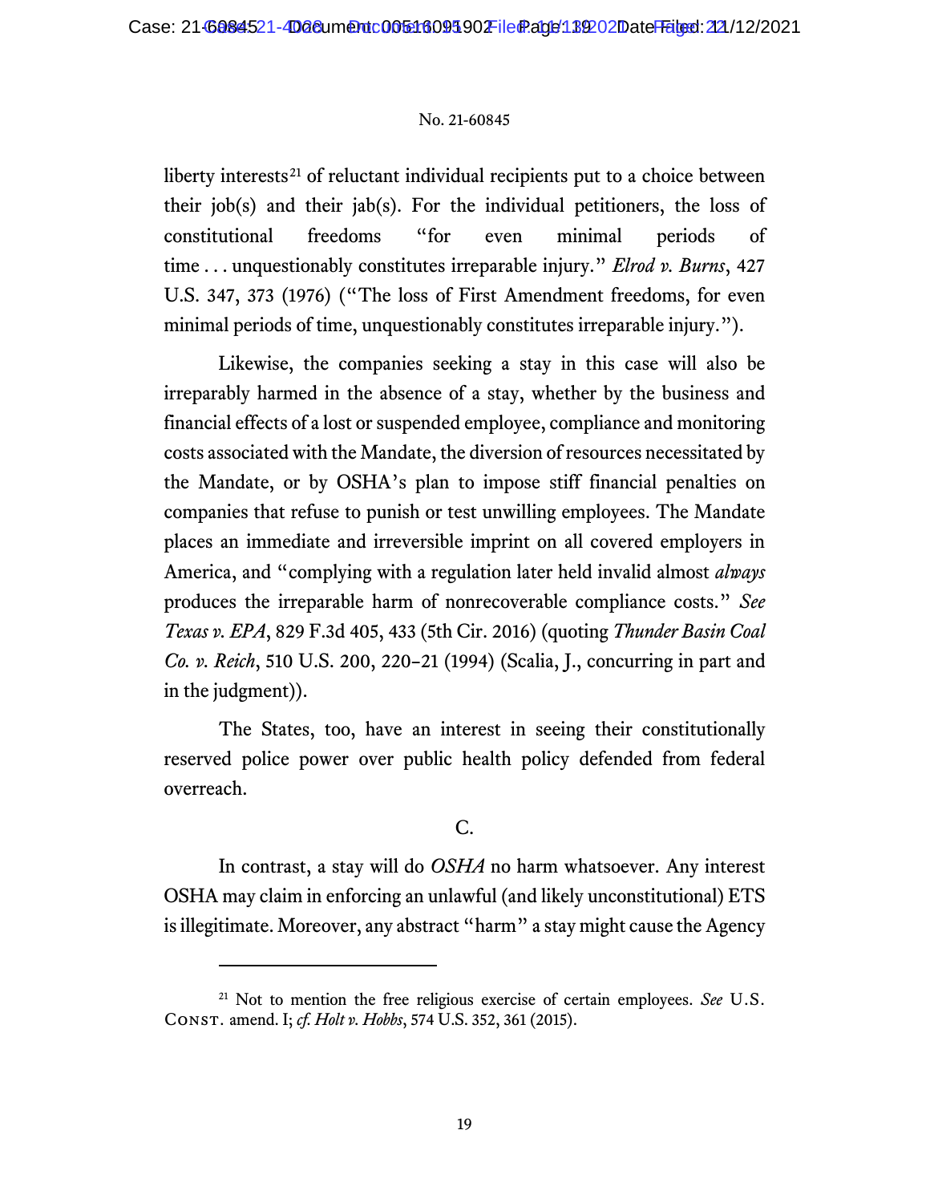liberty interests[21] of reluctant individual recipients put to a choice between their job(s) and their jab(s). For the individual petitioners, the loss of constitutional freedoms "for even minimal periods of time . . . unquestionably constitutes irreparable injury." *Elrod v. Burns*, 427 U.S. 347, 373 (1976) ("The loss of First Amendment freedoms, for even minimal periods of time, unquestionably constitutes irreparable injury.").

Likewise, the companies seeking a stay in this case will also be irreparably harmed in the absence of a stay, whether by the business and financial effects of a lost or suspended employee, compliance and monitoring costs associated with the Mandate, the diversion of resources necessitated by the Mandate, or by OSHA's plan to impose stiff financial penalties on companies that refuse to punish or test unwilling employees. The Mandate places an immediate and irreversible imprint on all covered employers in America, and "complying with a regulation later held invalid almost *always* produces the irreparable harm of nonrecoverable compliance costs." *See Texas v. EPA*, 829 F.3d 405, 433 (5th Cir. 2016) (quoting *Thunder Basin Coal Co. v. Reich*, 510 U.S. 200, 220–21 (1994) (Scalia, J., concurring in part and in the judgment)).

The States, too, have an interest in seeing their constitutionally reserved police power over public health policy defended from federal overreach.

### C.

In contrast, a stay will do *OSHA* no harm whatsoever. Any interest OSHA may claim in enforcing an unlawful (and likely unconstitutional) ETS is illegitimate. Moreover, any abstract "harm" a stay might cause the Agency

---

[21] Not to mention the free religious exercise of certain employees. *See* U.S. Const. amend. I; *cf. Holt v. Hobbs*, 574 U.S. 352, 361 (2015).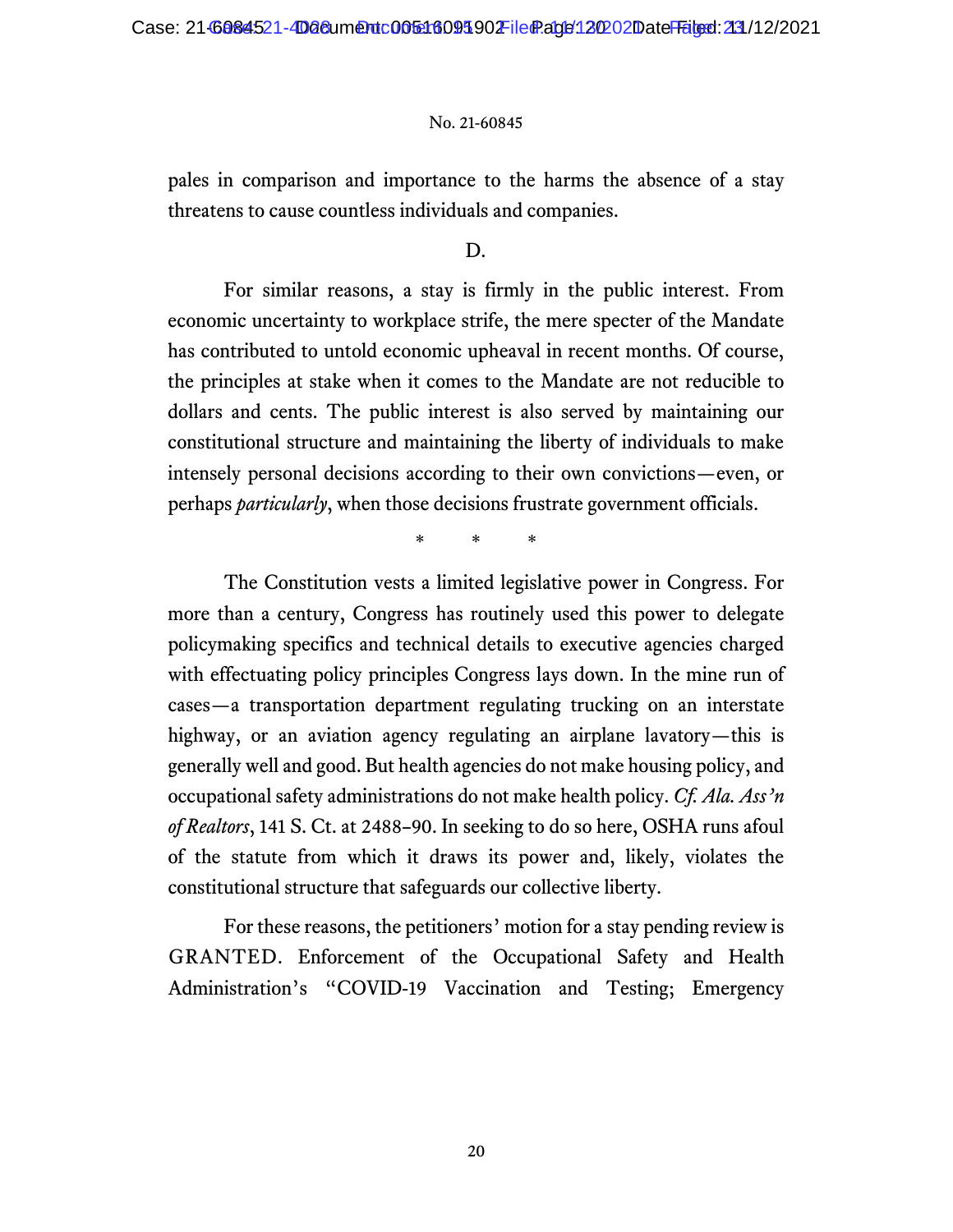pales in comparison and importance to the harms the absence of a stay threatens to cause countless individuals and companies.

D.

For similar reasons, a stay is firmly in the public interest. From economic uncertainty to workplace strife, the mere specter of the Mandate has contributed to untold economic upheaval in recent months. Of course, the principles at stake when it comes to the Mandate are not reducible to dollars and cents. The public interest is also served by maintaining our constitutional structure and maintaining the liberty of individuals to make intensely personal decisions according to their own convictions—even, or perhaps *particularly*, when those decisions frustrate government officials.

\* \* \*

The Constitution vests a limited legislative power in Congress. For more than a century, Congress has routinely used this power to delegate policymaking specifics and technical details to executive agencies charged with effectuating policy principles Congress lays down. In the mine run of cases—a transportation department regulating trucking on an interstate highway, or an aviation agency regulating an airplane lavatory—this is generally well and good. But health agencies do not make housing policy, and occupational safety administrations do not make health policy. *Cf. Ala. Ass'n of Realtors*, 141 S. Ct. at 2488–90. In seeking to do so here, OSHA runs afoul of the statute from which it draws its power and, likely, violates the constitutional structure that safeguards our collective liberty.

For these reasons, the petitioners' motion for a stay pending review is GRANTED. Enforcement of the Occupational Safety and Health Administration's "COVID-19 Vaccination and Testing; Emergency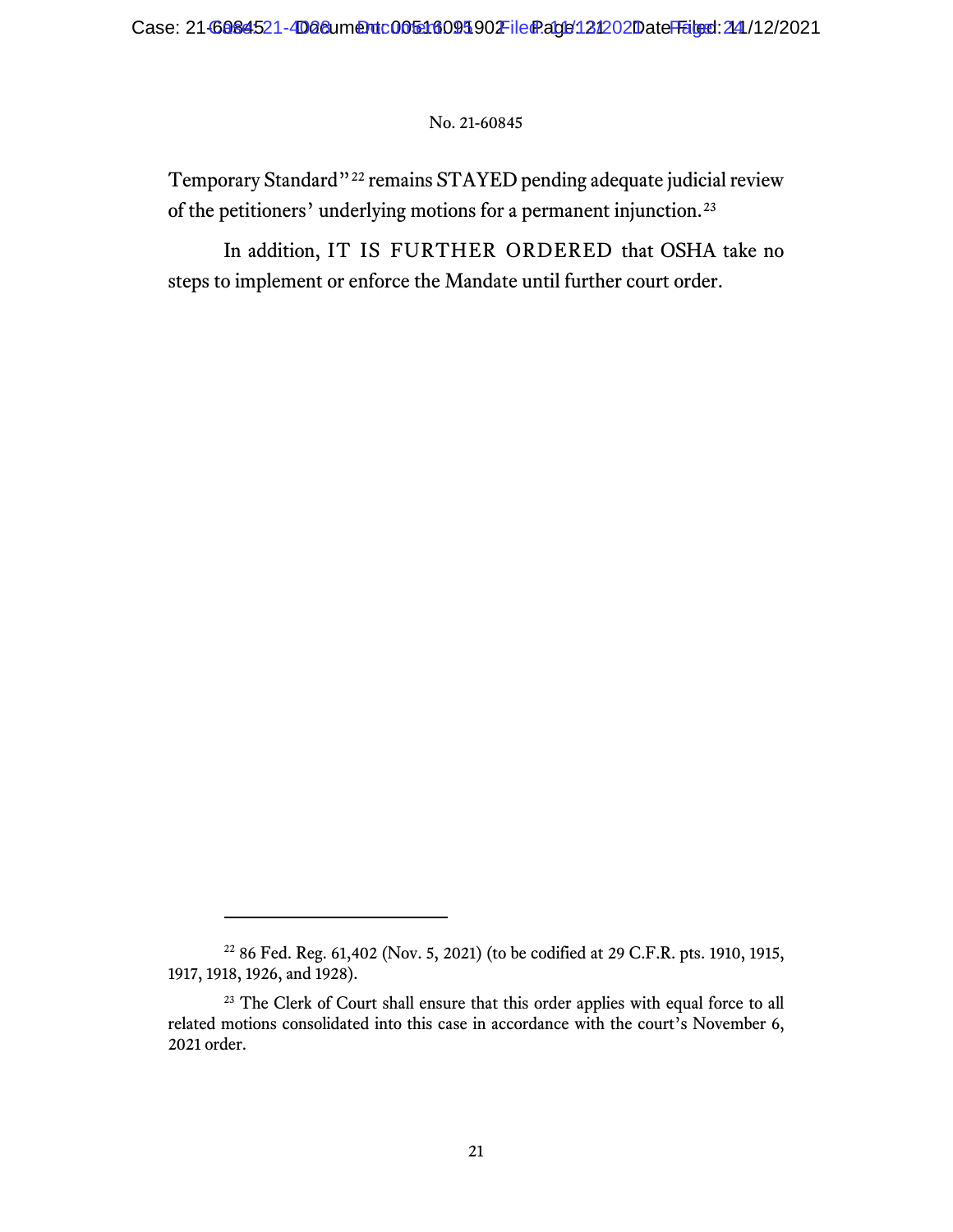Temporary Standard"[22] remains STAYED pending adequate judicial review of the petitioners' underlying motions for a permanent injunction.[23]

In addition, IT IS FURTHER ORDERED that OSHA take no steps to implement or enforce the Mandate until further court order.

---

[22] 86 Fed. Reg. 61,402 (Nov. 5, 2021) (to be codified at 29 C.F.R. pts. 1910, 1915, 1917, 1918, 1926, and 1928).

[23] The Clerk of Court shall ensure that this order applies with equal force to all related motions consolidated into this case in accordance with the court's November 6, 2021 order.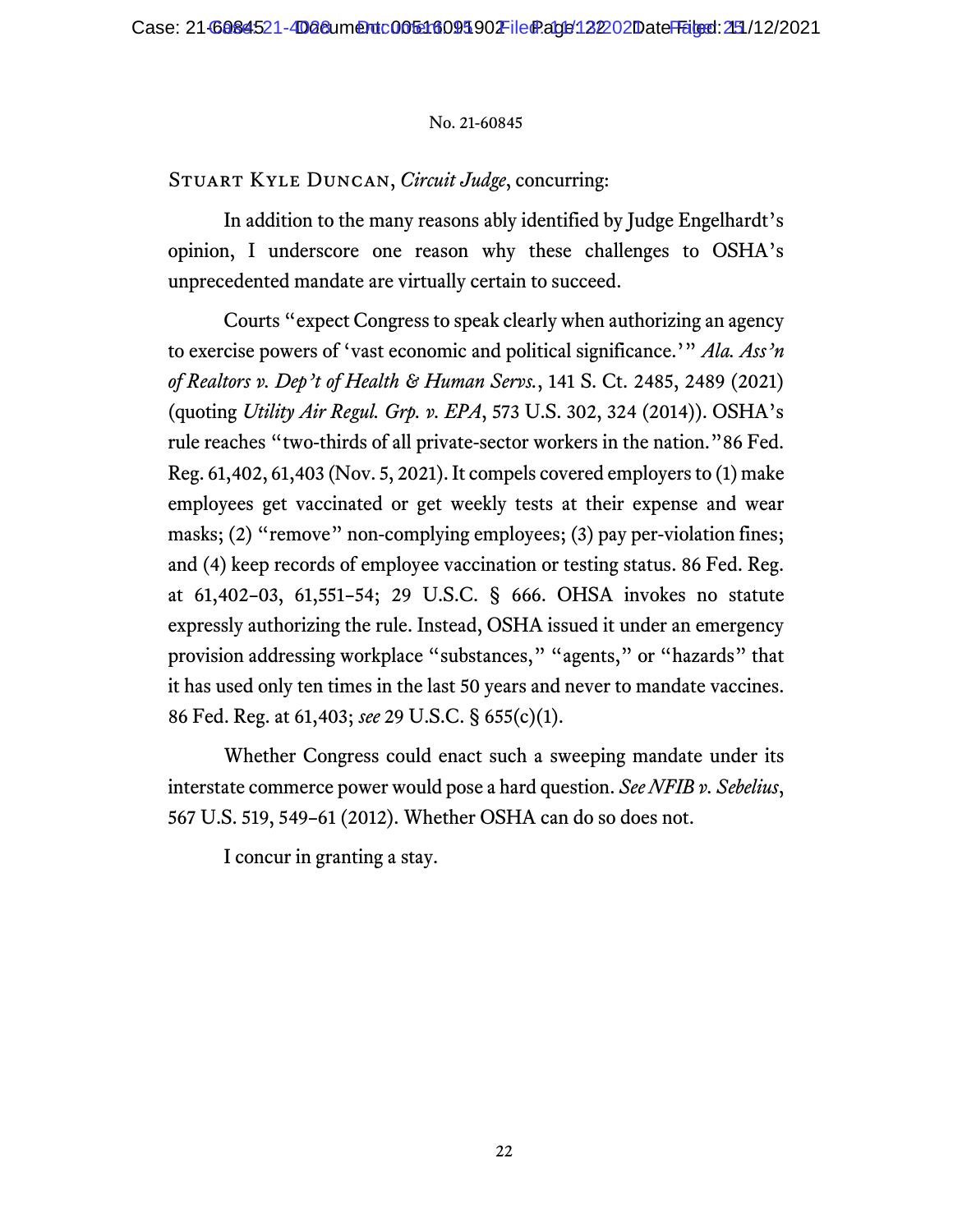No. 21-60845

Stuart Kyle Duncan, *Circuit Judge*, concurring:

In addition to the many reasons ably identified by Judge Engelhardt's opinion, I underscore one reason why these challenges to OSHA's unprecedented mandate are virtually certain to succeed.

Courts "expect Congress to speak clearly when authorizing an agency to exercise powers of 'vast economic and political significance.'" *Ala. Ass'n of Realtors v. Dep't of Health & Human Servs.*, 141 S. Ct. 2485, 2489 (2021) (quoting *Utility Air Regul. Grp. v. EPA*, 573 U.S. 302, 324 (2014)). OSHA's rule reaches "two-thirds of all private-sector workers in the nation." 86 Fed. Reg. 61,402, 61,403 (Nov. 5, 2021). It compels covered employers to (1) make employees get vaccinated or get weekly tests at their expense and wear masks; (2) "remove" non-complying employees; (3) pay per-violation fines; and (4) keep records of employee vaccination or testing status. 86 Fed. Reg. at 61,402–03, 61,551–54; 29 U.S.C. § 666. OHSA invokes no statute expressly authorizing the rule. Instead, OSHA issued it under an emergency provision addressing workplace "substances," "agents," or "hazards" that it has used only ten times in the last 50 years and never to mandate vaccines. 86 Fed. Reg. at 61,403; *see* 29 U.S.C. § 655(c)(1).

Whether Congress could enact such a sweeping mandate under its interstate commerce power would pose a hard question. *See NFIB v. Sebelius*, 567 U.S. 519, 549–61 (2012). Whether OSHA can do so does not.

I concur in granting a stay.